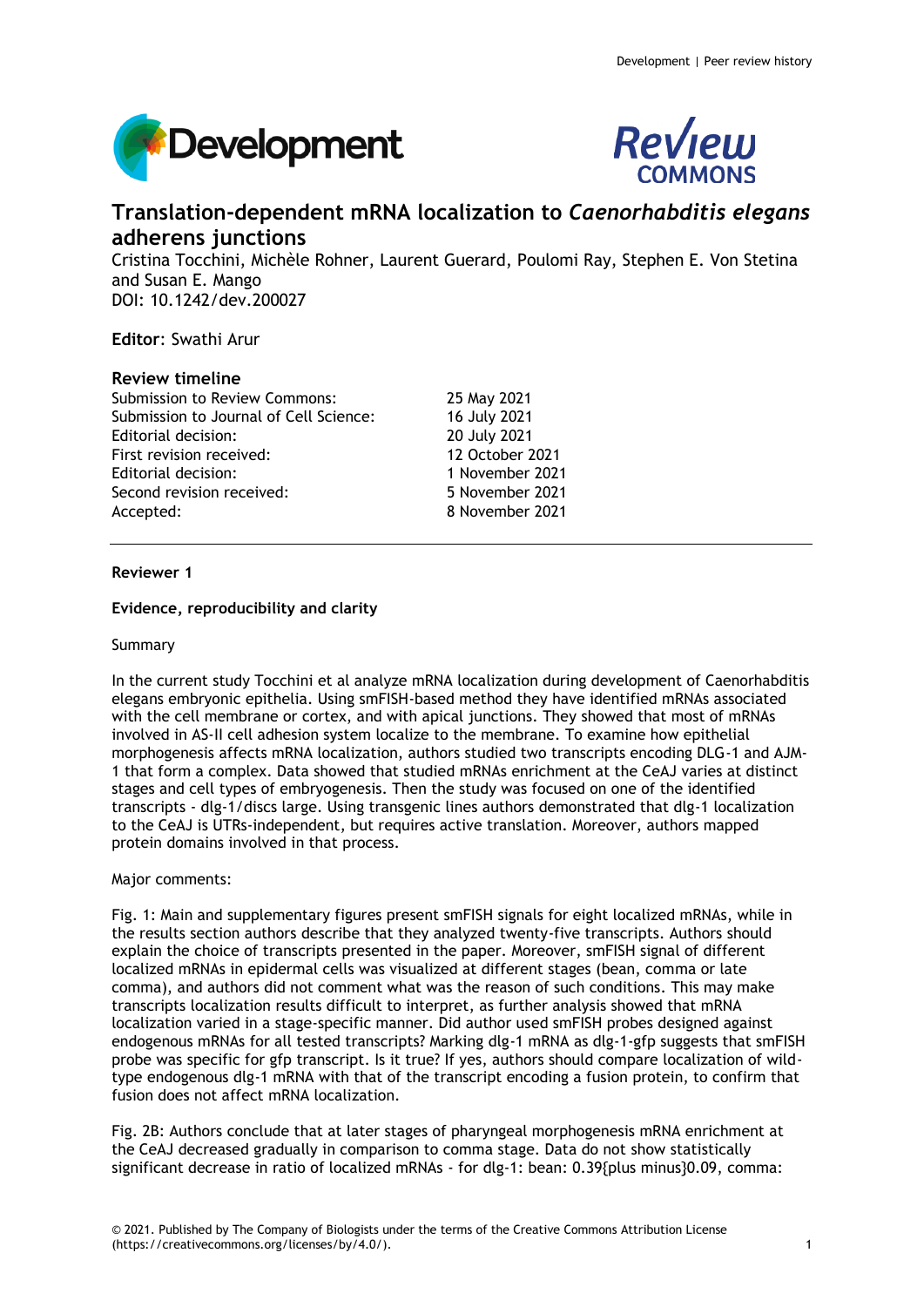# Translation-dependent mRNA localization to *Caenorhabditis elegans* adherens junctions

Cristina Tocchini, Michèle Rohner, Laurent Guerard, Poulomi Ray, Stephen E. Von Stetina and Susan E. Mango
DOI: 10.1242/dev.200027

**Editor**: Swathi Arur

## Review timeline

| | |
|---|---|
| Submission to Review Commons: | 25 May 2021 |
| Submission to Journal of Cell Science: | 16 July 2021 |
| Editorial decision: | 20 July 2021 |
| First revision received: | 12 October 2021 |
| Editorial decision: | 1 November 2021 |
| Second revision received: | 5 November 2021 |
| Accepted: | 8 November 2021 |

---

### Reviewer 1

**Evidence, reproducibility and clarity**

Summary

In the current study Tocchini et al analyze mRNA localization during development of Caenorhabditis elegans embryonic epithelia. Using smFISH-based method they have identified mRNAs associated with the cell membrane or cortex, and with apical junctions. They showed that most of mRNAs involved in AS-II cell adhesion system localize to the membrane. To examine how epithelial morphogenesis affects mRNA localization, authors studied two transcripts encoding DLG-1 and AJM-1 that form a complex. Data showed that studied mRNAs enrichment at the CeAJ varies at distinct stages and cell types of embryogenesis. Then the study was focused on one of the identified transcripts - dlg-1/discs large. Using transgenic lines authors demonstrated that dlg-1 localization to the CeAJ is UTRs-independent, but requires active translation. Moreover, authors mapped protein domains involved in that process.

Major comments:

Fig. 1: Main and supplementary figures present smFISH signals for eight localized mRNAs, while in the results section authors describe that they analyzed twenty-five transcripts. Authors should explain the choice of transcripts presented in the paper. Moreover, smFISH signal of different localized mRNAs in epidermal cells was visualized at different stages (bean, comma or late comma), and authors did not comment what was the reason of such conditions. This may make transcripts localization results difficult to interpret, as further analysis showed that mRNA localization varied in a stage-specific manner. Did author used smFISH probes designed against endogenous mRNAs for all tested transcripts? Marking dlg-1 mRNA as dlg-1-gfp suggests that smFISH probe was specific for gfp transcript. Is it true? If yes, authors should compare localization of wild-type endogenous dlg-1 mRNA with that of the transcript encoding a fusion protein, to confirm that fusion does not affect mRNA localization.

Fig. 2B: Authors conclude that at later stages of pharyngeal morphogenesis mRNA enrichment at the CeAJ decreased gradually in comparison to comma stage. Data do not show statistically significant decrease in ratio of localized mRNAs - for dlg-1: bean: 0.39{plus minus}0.09, comma: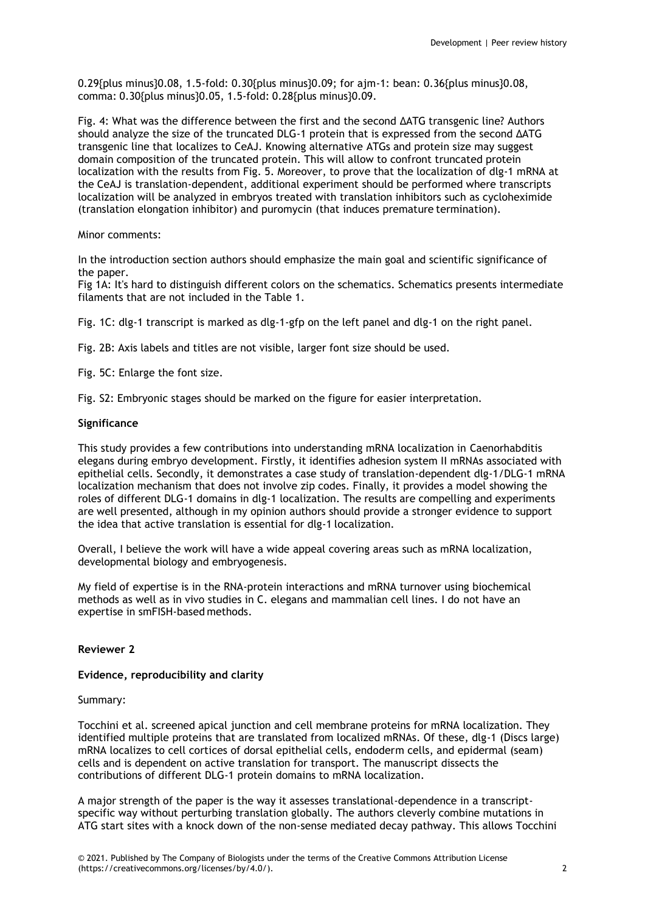0.29±0.08, 1.5-fold: 0.30±0.09; for ajm-1: bean: 0.36±0.08, comma: 0.30±0.05, 1.5-fold: 0.28±0.09.

Fig. 4: What was the difference between the first and the second ΔATG transgenic line? Authors should analyze the size of the truncated DLG-1 protein that is expressed from the second ΔATG transgenic line that localizes to CeAJ. Knowing alternative ATGs and protein size may suggest domain composition of the truncated protein. This will allow to confront truncated protein localization with the results from Fig. 5. Moreover, to prove that the localization of dlg-1 mRNA at the CeAJ is translation-dependent, additional experiment should be performed where transcripts localization will be analyzed in embryos treated with translation inhibitors such as cycloheximide (translation elongation inhibitor) and puromycin (that induces premature termination).

Minor comments:

In the introduction section authors should emphasize the main goal and scientific significance of the paper.

Fig 1A: It's hard to distinguish different colors on the schematics. Schematics presents intermediate filaments that are not included in the Table 1.

Fig. 1C: dlg-1 transcript is marked as dlg-1-gfp on the left panel and dlg-1 on the right panel.

Fig. 2B: Axis labels and titles are not visible, larger font size should be used.

Fig. 5C: Enlarge the font size.

Fig. S2: Embryonic stages should be marked on the figure for easier interpretation.

**Significance**

This study provides a few contributions into understanding mRNA localization in Caenorhabditis elegans during embryo development. Firstly, it identifies adhesion system II mRNAs associated with epithelial cells. Secondly, it demonstrates a case study of translation-dependent dlg-1/DLG-1 mRNA localization mechanism that does not involve zip codes. Finally, it provides a model showing the roles of different DLG-1 domains in dlg-1 localization. The results are compelling and experiments are well presented, although in my opinion authors should provide a stronger evidence to support the idea that active translation is essential for dlg-1 localization.

Overall, I believe the work will have a wide appeal covering areas such as mRNA localization, developmental biology and embryogenesis.

My field of expertise is in the RNA-protein interactions and mRNA turnover using biochemical methods as well as in vivo studies in C. elegans and mammalian cell lines. I do not have an expertise in smFISH-based methods.

**Reviewer 2**

**Evidence, reproducibility and clarity**

Summary:

Tocchini et al. screened apical junction and cell membrane proteins for mRNA localization. They identified multiple proteins that are translated from localized mRNAs. Of these, dlg-1 (Discs large) mRNA localizes to cell cortices of dorsal epithelial cells, endoderm cells, and epidermal (seam) cells and is dependent on active translation for transport. The manuscript dissects the contributions of different DLG-1 protein domains to mRNA localization.

A major strength of the paper is the way it assesses translational-dependence in a transcript-specific way without perturbing translation globally. The authors cleverly combine mutations in ATG start sites with a knock down of the non-sense mediated decay pathway. This allows Tocchini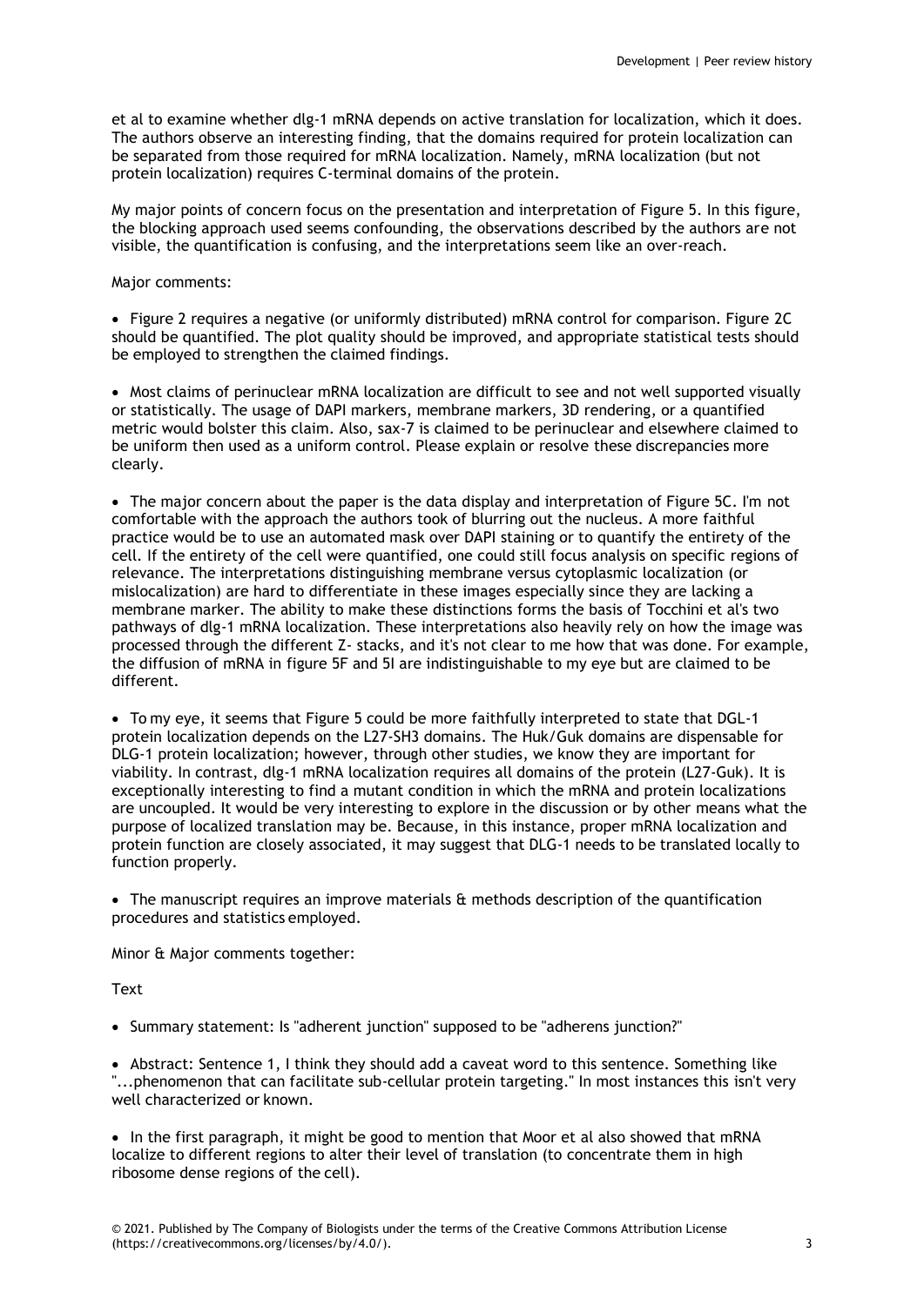et al to examine whether dlg-1 mRNA depends on active translation for localization, which it does. The authors observe an interesting finding, that the domains required for protein localization can be separated from those required for mRNA localization. Namely, mRNA localization (but not protein localization) requires C-terminal domains of the protein.

My major points of concern focus on the presentation and interpretation of Figure 5. In this figure, the blocking approach used seems confounding, the observations described by the authors are not visible, the quantification is confusing, and the interpretations seem like an over-reach.

Major comments:

- Figure 2 requires a negative (or uniformly distributed) mRNA control for comparison. Figure 2C should be quantified. The plot quality should be improved, and appropriate statistical tests should be employed to strengthen the claimed findings.

- Most claims of perinuclear mRNA localization are difficult to see and not well supported visually or statistically. The usage of DAPI markers, membrane markers, 3D rendering, or a quantified metric would bolster this claim. Also, sax-7 is claimed to be perinuclear and elsewhere claimed to be uniform then used as a uniform control. Please explain or resolve these discrepancies more clearly.

- The major concern about the paper is the data display and interpretation of Figure 5C. I'm not comfortable with the approach the authors took of blurring out the nucleus. A more faithful practice would be to use an automated mask over DAPI staining or to quantify the entirety of the cell. If the entirety of the cell were quantified, one could still focus analysis on specific regions of relevance. The interpretations distinguishing membrane versus cytoplasmic localization (or mislocalization) are hard to differentiate in these images especially since they are lacking a membrane marker. The ability to make these distinctions forms the basis of Tocchini et al's two pathways of dlg-1 mRNA localization. These interpretations also heavily rely on how the image was processed through the different Z- stacks, and it's not clear to me how that was done. For example, the diffusion of mRNA in figure 5F and 5I are indistinguishable to my eye but are claimed to be different.

- To my eye, it seems that Figure 5 could be more faithfully interpreted to state that DGL-1 protein localization depends on the L27-SH3 domains. The Huk/Guk domains are dispensable for DLG-1 protein localization; however, through other studies, we know they are important for viability. In contrast, dlg-1 mRNA localization requires all domains of the protein (L27-Guk). It is exceptionally interesting to find a mutant condition in which the mRNA and protein localizations are uncoupled. It would be very interesting to explore in the discussion or by other means what the purpose of localized translation may be. Because, in this instance, proper mRNA localization and protein function are closely associated, it may suggest that DLG-1 needs to be translated locally to function properly.

- The manuscript requires an improve materials & methods description of the quantification procedures and statistics employed.

Minor & Major comments together:

Text

- Summary statement: Is "adherent junction" supposed to be "adherens junction?"

- Abstract: Sentence 1, I think they should add a caveat word to this sentence. Something like "...phenomenon that can facilitate sub-cellular protein targeting." In most instances this isn't very well characterized or known.

- In the first paragraph, it might be good to mention that Moor et al also showed that mRNA localize to different regions to alter their level of translation (to concentrate them in high ribosome dense regions of the cell).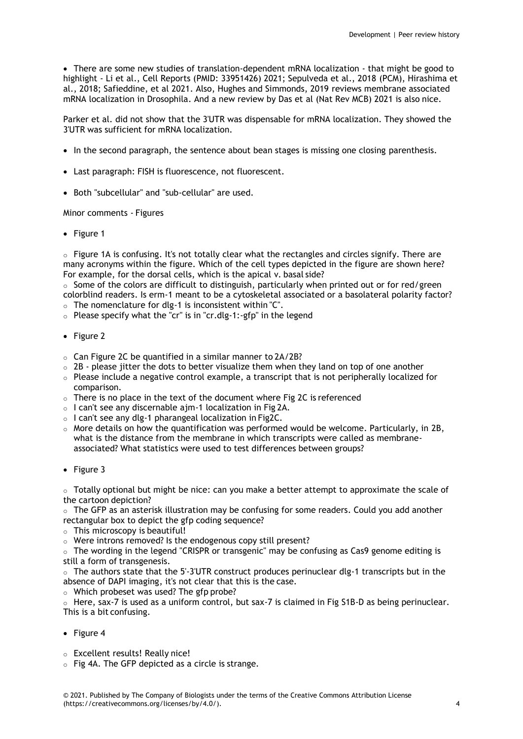- There are some new studies of translation-dependent mRNA localization - that might be good to highlight - Li et al., Cell Reports (PMID: 33951426) 2021; Sepulveda et al., 2018 (PCM), Hirashima et al., 2018; Safieddine, et al 2021. Also, Hughes and Simmonds, 2019 reviews membrane associated mRNA localization in Drosophila. And a new review by Das et al (Nat Rev MCB) 2021 is also nice.

Parker et al. did not show that the 3'UTR was dispensable for mRNA localization. They showed the 3'UTR was sufficient for mRNA localization.

- In the second paragraph, the sentence about bean stages is missing one closing parenthesis.
- Last paragraph: FISH is fluorescence, not fluorescent.
- Both "subcellular" and "sub-cellular" are used.

Minor comments - Figures

- Figure 1

  - Figure 1A is confusing. It's not totally clear what the rectangles and circles signify. There are many acronyms within the figure. Which of the cell types depicted in the figure are shown here? For example, for the dorsal cells, which is the apical v. basal side?
  - Some of the colors are difficult to distinguish, particularly when printed out or for red/green colorblind readers. Is erm-1 meant to be a cytoskeletal associated or a basolateral polarity factor?
  - The nomenclature for dlg-1 is inconsistent within "C".
  - Please specify what the "cr" is in "cr.dlg-1:-gfp" in the legend

- Figure 2

  - Can Figure 2C be quantified in a similar manner to 2A/2B?
  - 2B - please jitter the dots to better visualize them when they land on top of one another
  - Please include a negative control example, a transcript that is not peripherally localized for comparison.
  - There is no place in the text of the document where Fig 2C is referenced
  - I can't see any discernable ajm-1 localization in Fig 2A.
  - I can't see any dlg-1 pharangeal localization in Fig2C.
  - More details on how the quantification was performed would be welcome. Particularly, in 2B, what is the distance from the membrane in which transcripts were called as membrane-associated? What statistics were used to test differences between groups?

- Figure 3

  - Totally optional but might be nice: can you make a better attempt to approximate the scale of the cartoon depiction?
  - The GFP as an asterisk illustration may be confusing for some readers. Could you add another rectangular box to depict the gfp coding sequence?
  - This microscopy is beautiful!
  - Were introns removed? Is the endogenous copy still present?
  - The wording in the legend "CRISPR or transgenic" may be confusing as Cas9 genome editing is still a form of transgenesis.
  - The authors state that the 5'-3'UTR construct produces perinuclear dlg-1 transcripts but in the absence of DAPI imaging, it's not clear that this is the case.
  - Which probeset was used? The gfp probe?
  - Here, sax-7 is used as a uniform control, but sax-7 is claimed in Fig S1B-D as being perinuclear. This is a bit confusing.

- Figure 4

  - Excellent results! Really nice!
  - Fig 4A. The GFP depicted as a circle is strange.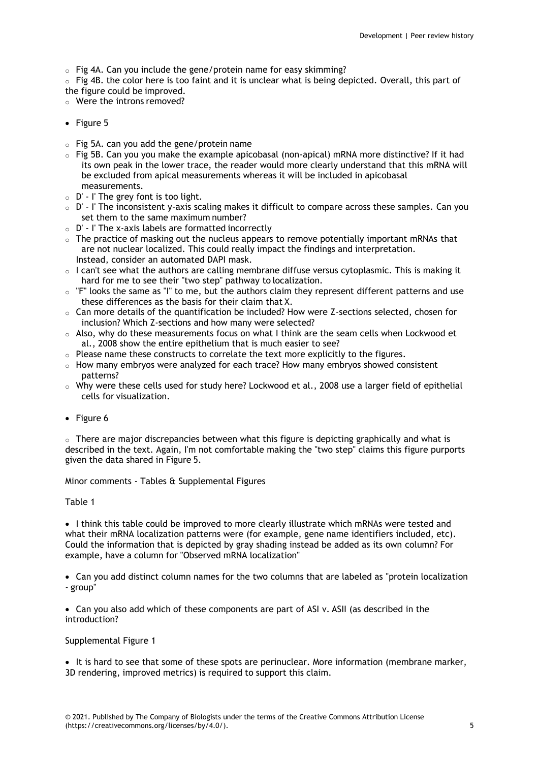- Fig 4A. Can you include the gene/protein name for easy skimming?
- Fig 4B. the color here is too faint and it is unclear what is being depicted. Overall, this part of the figure could be improved.
- Were the introns removed?

- Figure 5

  - Fig 5A. can you add the gene/protein name
  - Fig 5B. Can you you make the example apicobasal (non-apical) mRNA more distinctive? If it had its own peak in the lower trace, the reader would more clearly understand that this mRNA will be excluded from apical measurements whereas it will be included in apicobasal measurements.
  - D' - I' The grey font is too light.
  - D' - I' The inconsistent y-axis scaling makes it difficult to compare across these samples. Can you set them to the same maximum number?
  - D' - I' The x-axis labels are formatted incorrectly
  - The practice of masking out the nucleus appears to remove potentially important mRNAs that are not nuclear localized. This could really impact the findings and interpretation. Instead, consider an automated DAPI mask.
  - I can't see what the authors are calling membrane diffuse versus cytoplasmic. This is making it hard for me to see their "two step" pathway to localization.
  - "F" looks the same as "I" to me, but the authors claim they represent different patterns and use these differences as the basis for their claim that X.
  - Can more details of the quantification be included? How were Z-sections selected, chosen for inclusion? Which Z-sections and how many were selected?
  - Also, why do these measurements focus on what I think are the seam cells when Lockwood et al., 2008 show the entire epithelium that is much easier to see?
  - Please name these constructs to correlate the text more explicitly to the figures.
  - How many embryos were analyzed for each trace? How many embryos showed consistent patterns?
  - Why were these cells used for study here? Lockwood et al., 2008 use a larger field of epithelial cells for visualization.

- Figure 6

  - There are major discrepancies between what this figure is depicting graphically and what is described in the text. Again, I'm not comfortable making the "two step" claims this figure purports given the data shared in Figure 5.

Minor comments - Tables & Supplemental Figures

Table 1

- I think this table could be improved to more clearly illustrate which mRNAs were tested and what their mRNA localization patterns were (for example, gene name identifiers included, etc). Could the information that is depicted by gray shading instead be added as its own column? For example, have a column for "Observed mRNA localization"

- Can you add distinct column names for the two columns that are labeled as "protein localization - group"

- Can you also add which of these components are part of ASI v. ASII (as described in the introduction?

Supplemental Figure 1

- It is hard to see that some of these spots are perinuclear. More information (membrane marker, 3D rendering, improved metrics) is required to support this claim.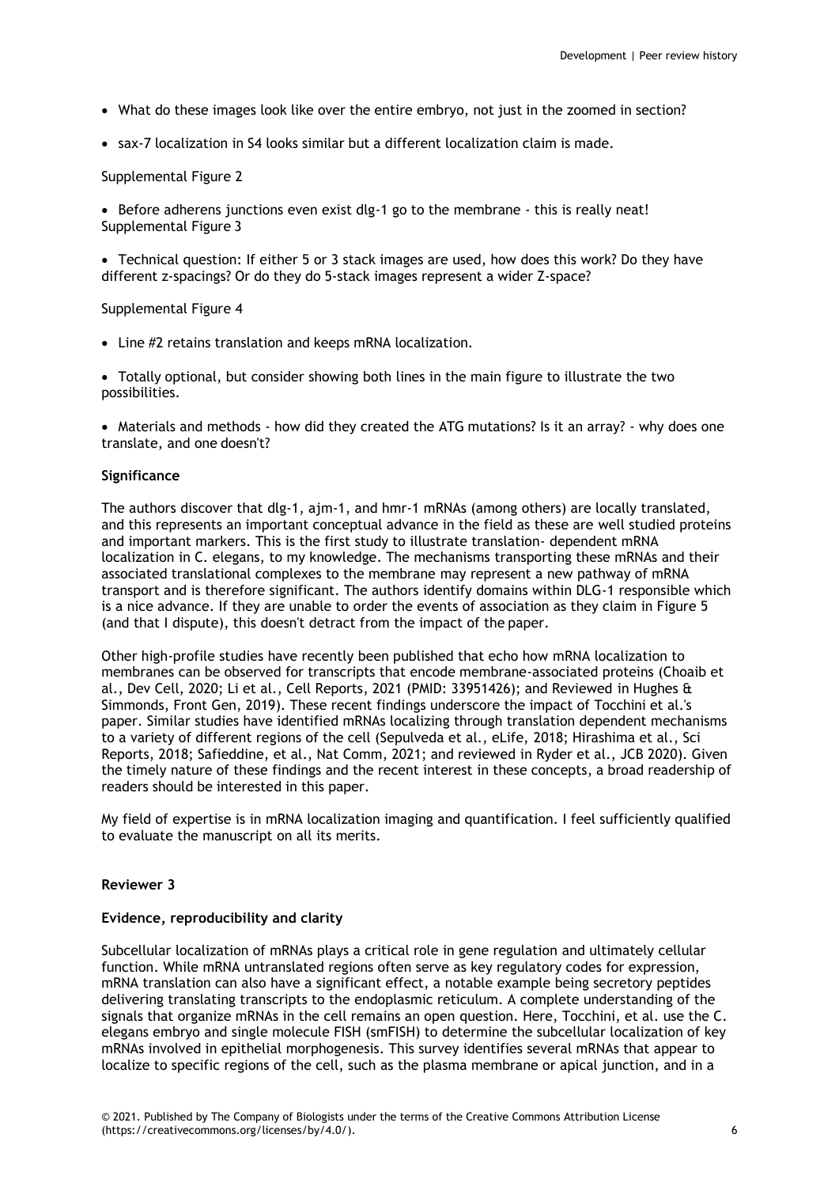- What do these images look like over the entire embryo, not just in the zoomed in section?
- sax-7 localization in S4 looks similar but a different localization claim is made.

Supplemental Figure 2

- Before adherens junctions even exist dlg-1 go to the membrane - this is really neat!

Supplemental Figure 3

- Technical question: If either 5 or 3 stack images are used, how does this work? Do they have different z-spacings? Or do they do 5-stack images represent a wider Z-space?

Supplemental Figure 4

- Line #2 retains translation and keeps mRNA localization.
- Totally optional, but consider showing both lines in the main figure to illustrate the two possibilities.
- Materials and methods - how did they created the ATG mutations? Is it an array? - why does one translate, and one doesn't?

**Significance**

The authors discover that dlg-1, ajm-1, and hmr-1 mRNAs (among others) are locally translated, and this represents an important conceptual advance in the field as these are well studied proteins and important markers. This is the first study to illustrate translation- dependent mRNA localization in C. elegans, to my knowledge. The mechanisms transporting these mRNAs and their associated translational complexes to the membrane may represent a new pathway of mRNA transport and is therefore significant. The authors identify domains within DLG-1 responsible which is a nice advance. If they are unable to order the events of association as they claim in Figure 5 (and that I dispute), this doesn't detract from the impact of the paper.

Other high-profile studies have recently been published that echo how mRNA localization to membranes can be observed for transcripts that encode membrane-associated proteins (Choaib et al., Dev Cell, 2020; Li et al., Cell Reports, 2021 (PMID: 33951426); and Reviewed in Hughes & Simmonds, Front Gen, 2019). These recent findings underscore the impact of Tocchini et al.'s paper. Similar studies have identified mRNAs localizing through translation dependent mechanisms to a variety of different regions of the cell (Sepulveda et al., eLife, 2018; Hirashima et al., Sci Reports, 2018; Safieddine, et al., Nat Comm, 2021; and reviewed in Ryder et al., JCB 2020). Given the timely nature of these findings and the recent interest in these concepts, a broad readership of readers should be interested in this paper.

My field of expertise is in mRNA localization imaging and quantification. I feel sufficiently qualified to evaluate the manuscript on all its merits.

**Reviewer 3**

**Evidence, reproducibility and clarity**

Subcellular localization of mRNAs plays a critical role in gene regulation and ultimately cellular function. While mRNA untranslated regions often serve as key regulatory codes for expression, mRNA translation can also have a significant effect, a notable example being secretory peptides delivering translating transcripts to the endoplasmic reticulum. A complete understanding of the signals that organize mRNAs in the cell remains an open question. Here, Tocchini, et al. use the C. elegans embryo and single molecule FISH (smFISH) to determine the subcellular localization of key mRNAs involved in epithelial morphogenesis. This survey identifies several mRNAs that appear to localize to specific regions of the cell, such as the plasma membrane or apical junction, and in a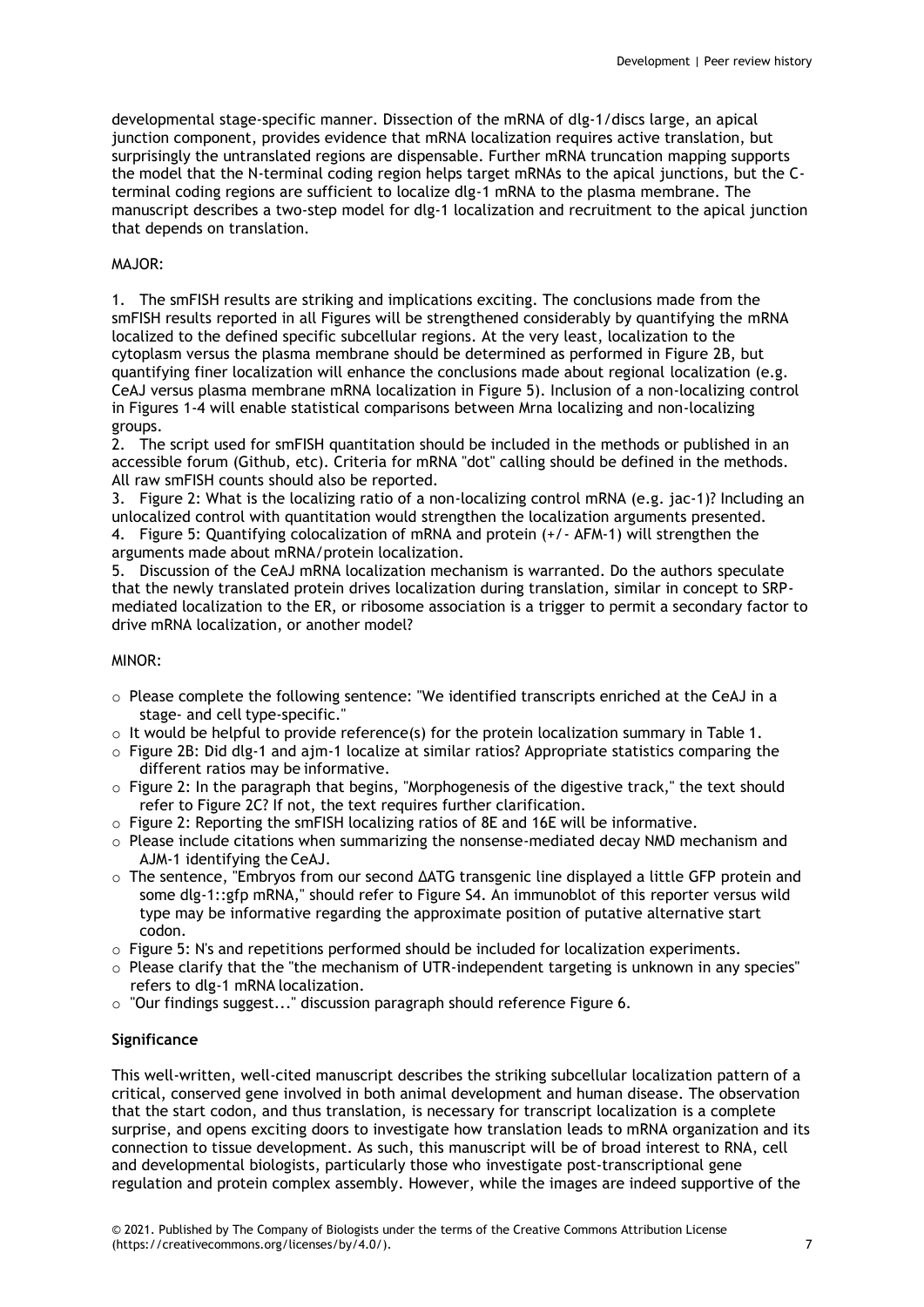developmental stage-specific manner. Dissection of the mRNA of dlg-1/discs large, an apical junction component, provides evidence that mRNA localization requires active translation, but surprisingly the untranslated regions are dispensable. Further mRNA truncation mapping supports the model that the N-terminal coding region helps target mRNAs to the apical junctions, but the C-terminal coding regions are sufficient to localize dlg-1 mRNA to the plasma membrane. The manuscript describes a two-step model for dlg-1 localization and recruitment to the apical junction that depends on translation.

MAJOR:

1. The smFISH results are striking and implications exciting. The conclusions made from the smFISH results reported in all Figures will be strengthened considerably by quantifying the mRNA localized to the defined specific subcellular regions. At the very least, localization to the cytoplasm versus the plasma membrane should be determined as performed in Figure 2B, but quantifying finer localization will enhance the conclusions made about regional localization (e.g. CeAJ versus plasma membrane mRNA localization in Figure 5). Inclusion of a non-localizing control in Figures 1-4 will enable statistical comparisons between Mrna localizing and non-localizing groups.
2. The script used for smFISH quantitation should be included in the methods or published in an accessible forum (Github, etc). Criteria for mRNA "dot" calling should be defined in the methods. All raw smFISH counts should also be reported.
3. Figure 2: What is the localizing ratio of a non-localizing control mRNA (e.g. jac-1)? Including an unlocalized control with quantitation would strengthen the localization arguments presented.
4. Figure 5: Quantifying colocalization of mRNA and protein (+/- AFM-1) will strengthen the arguments made about mRNA/protein localization.
5. Discussion of the CeAJ mRNA localization mechanism is warranted. Do the authors speculate that the newly translated protein drives localization during translation, similar in concept to SRP-mediated localization to the ER, or ribosome association is a trigger to permit a secondary factor to drive mRNA localization, or another model?

MINOR:

- Please complete the following sentence: "We identified transcripts enriched at the CeAJ in a stage- and cell type-specific."
- It would be helpful to provide reference(s) for the protein localization summary in Table 1.
- Figure 2B: Did dlg-1 and ajm-1 localize at similar ratios? Appropriate statistics comparing the different ratios may be informative.
- Figure 2: In the paragraph that begins, "Morphogenesis of the digestive track," the text should refer to Figure 2C? If not, the text requires further clarification.
- Figure 2: Reporting the smFISH localizing ratios of 8E and 16E will be informative.
- Please include citations when summarizing the nonsense-mediated decay NMD mechanism and AJM-1 identifying the CeAJ.
- The sentence, "Embryos from our second ΔATG transgenic line displayed a little GFP protein and some dlg-1::gfp mRNA," should refer to Figure S4. An immunoblot of this reporter versus wild type may be informative regarding the approximate position of putative alternative start codon.
- Figure 5: N's and repetitions performed should be included for localization experiments.
- Please clarify that the "the mechanism of UTR-independent targeting is unknown in any species" refers to dlg-1 mRNA localization.
- "Our findings suggest..." discussion paragraph should reference Figure 6.

**Significance**

This well-written, well-cited manuscript describes the striking subcellular localization pattern of a critical, conserved gene involved in both animal development and human disease. The observation that the start codon, and thus translation, is necessary for transcript localization is a complete surprise, and opens exciting doors to investigate how translation leads to mRNA organization and its connection to tissue development. As such, this manuscript will be of broad interest to RNA, cell and developmental biologists, particularly those who investigate post-transcriptional gene regulation and protein complex assembly. However, while the images are indeed supportive of the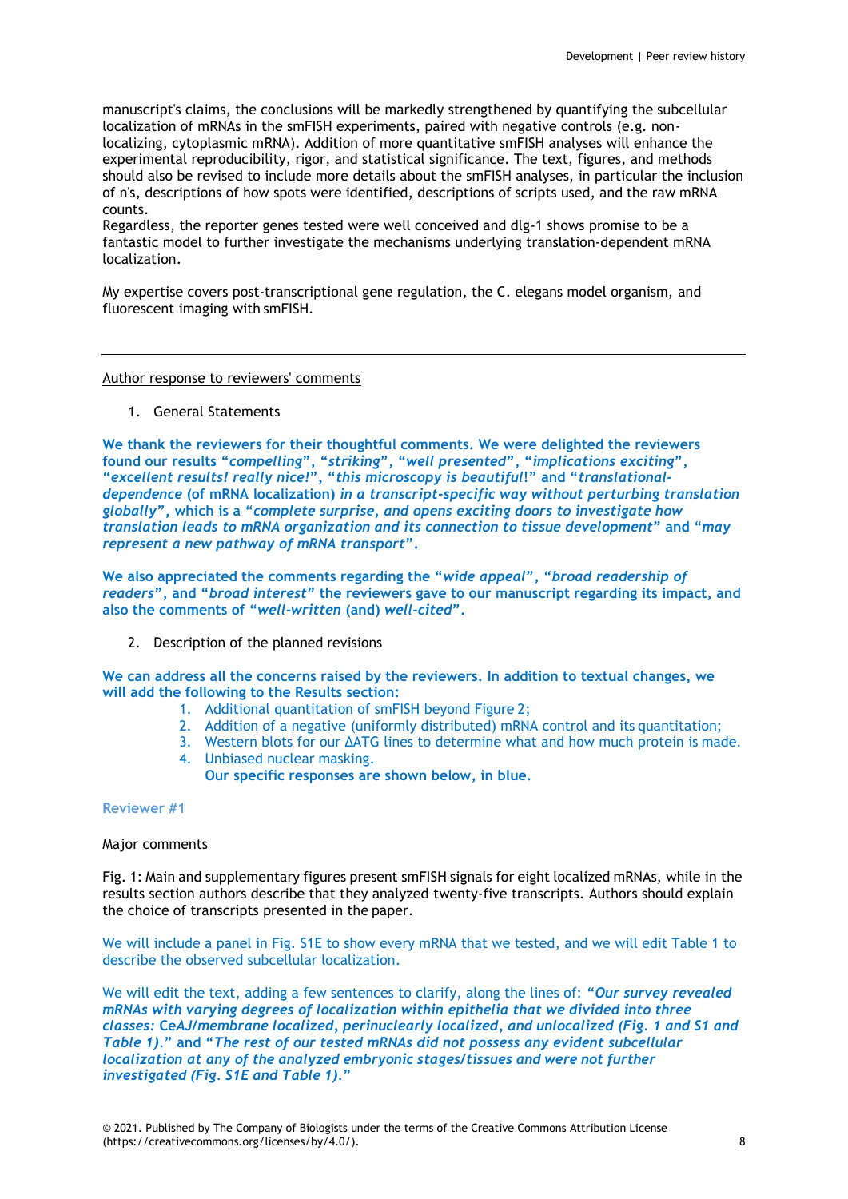manuscript's claims, the conclusions will be markedly strengthened by quantifying the subcellular localization of mRNAs in the smFISH experiments, paired with negative controls (e.g. non-localizing, cytoplasmic mRNA). Addition of more quantitative smFISH analyses will enhance the experimental reproducibility, rigor, and statistical significance. The text, figures, and methods should also be revised to include more details about the smFISH analyses, in particular the inclusion of n's, descriptions of how spots were identified, descriptions of scripts used, and the raw mRNA counts.

Regardless, the reporter genes tested were well conceived and dlg-1 shows promise to be a fantastic model to further investigate the mechanisms underlying translation-dependent mRNA localization.

My expertise covers post-transcriptional gene regulation, the C. elegans model organism, and fluorescent imaging with smFISH.

---

Author response to reviewers' comments

1. General Statements

**We thank the reviewers for their thoughtful comments. We were delighted the reviewers found our results "*compelling*", "*striking*", "*well presented*", "*implications exciting*", "*excellent results! really nice!*", "*this microscopy is beautiful*!" and "*translational-dependence* (of mRNA localization) *in a transcript-specific way without perturbing translation globally*", which is a "*complete surprise, and opens exciting doors to investigate how translation leads to mRNA organization and its connection to tissue development*" and "*may represent a new pathway of mRNA transport*".**

**We also appreciated the comments regarding the "*wide appeal*", "*broad readership of readers*", and "*broad interest*" the reviewers gave to our manuscript regarding its impact, and also the comments of "*well-written* (and) *well-cited*".**

2. Description of the planned revisions

**We can address all the concerns raised by the reviewers. In addition to textual changes, we will add the following to the Results section:**

1. Additional quantitation of smFISH beyond Figure 2;
2. Addition of a negative (uniformly distributed) mRNA control and its quantitation;
3. Western blots for our ΔATG lines to determine what and how much protein is made.
4. Unbiased nuclear masking.

**Our specific responses are shown below, in blue.**

**Reviewer #1**

Major comments

Fig. 1: Main and supplementary figures present smFISH signals for eight localized mRNAs, while in the results section authors describe that they analyzed twenty-five transcripts. Authors should explain the choice of transcripts presented in the paper.

We will include a panel in Fig. S1E to show every mRNA that we tested, and we will edit Table 1 to describe the observed subcellular localization.

We will edit the text, adding a few sentences to clarify, along the lines of: ***"Our survey revealed mRNAs with varying degrees of localization within epithelia that we divided into three classes:* Ce*AJ/membrane localized, perinuclearly localized, and unlocalized (Fig. 1 and S1 and Table 1)."* and *"The rest of our tested mRNAs did not possess any evident subcellular localization at any of the analyzed embryonic stages/tissues and were not further investigated (Fig. S1E and Table 1)."***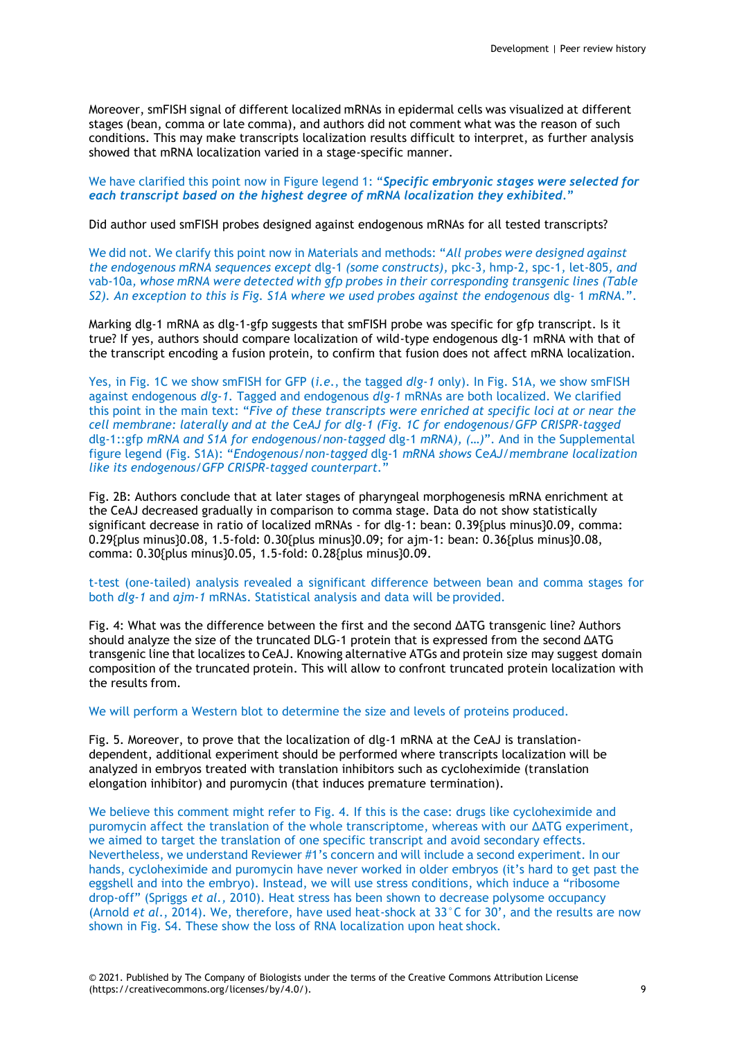Moreover, smFISH signal of different localized mRNAs in epidermal cells was visualized at different stages (bean, comma or late comma), and authors did not comment what was the reason of such conditions. This may make transcripts localization results difficult to interpret, as further analysis showed that mRNA localization varied in a stage-specific manner.

We have clarified this point now in Figure legend 1: "***Specific embryonic stages were selected for each transcript based on the highest degree of mRNA localization they exhibited***."

Did author used smFISH probes designed against endogenous mRNAs for all tested transcripts?

We did not. We clarify this point now in Materials and methods: "*All probes were designed against the endogenous mRNA sequences except* dlg-1 *(some constructs),* pkc-3, hmp-2, spc-1, let-805, *and* vab-10a*, whose mRNA were detected with gfp probes in their corresponding transgenic lines (Table S2). An exception to this is Fig. S1A where we used probes against the endogenous* dlg- 1 *mRNA.*".

Marking dlg-1 mRNA as dlg-1-gfp suggests that smFISH probe was specific for gfp transcript. Is it true? If yes, authors should compare localization of wild-type endogenous dlg-1 mRNA with that of the transcript encoding a fusion protein, to confirm that fusion does not affect mRNA localization.

Yes, in Fig. 1C we show smFISH for GFP (*i.e.*, the tagged *dlg-1* only). In Fig. S1A, we show smFISH against endogenous *dlg-1*. Tagged and endogenous *dlg-1* mRNAs are both localized. We clarified this point in the main text: "*Five of these transcripts were enriched at specific loci at or near the cell membrane: laterally and at the* CeAJ *for dlg-1 (Fig. 1C for endogenous/GFP CRISPR-tagged* dlg-1::gfp *mRNA and S1A for endogenous/non-tagged* dlg-1 *mRNA), (…)*". And in the Supplemental figure legend (Fig. S1A): "*Endogenous/non-tagged* dlg-1 *mRNA shows* CeAJ*/membrane localization like its endogenous/GFP CRISPR-tagged counterpart.*"

Fig. 2B: Authors conclude that at later stages of pharyngeal morphogenesis mRNA enrichment at the CeAJ decreased gradually in comparison to comma stage. Data do not show statistically significant decrease in ratio of localized mRNAs - for dlg-1: bean: 0.39{plus minus}0.09, comma: 0.29{plus minus}0.08, 1.5-fold: 0.30{plus minus}0.09; for ajm-1: bean: 0.36{plus minus}0.08, comma: 0.30{plus minus}0.05, 1.5-fold: 0.28{plus minus}0.09.

t-test (one-tailed) analysis revealed a significant difference between bean and comma stages for both *dlg-1* and *ajm-1* mRNAs. Statistical analysis and data will be provided.

Fig. 4: What was the difference between the first and the second ΔATG transgenic line? Authors should analyze the size of the truncated DLG-1 protein that is expressed from the second ΔATG transgenic line that localizes to CeAJ. Knowing alternative ATGs and protein size may suggest domain composition of the truncated protein. This will allow to confront truncated protein localization with the results from.

We will perform a Western blot to determine the size and levels of proteins produced.

Fig. 5. Moreover, to prove that the localization of dlg-1 mRNA at the CeAJ is translation-dependent, additional experiment should be performed where transcripts localization will be analyzed in embryos treated with translation inhibitors such as cycloheximide (translation elongation inhibitor) and puromycin (that induces premature termination).

We believe this comment might refer to Fig. 4. If this is the case: drugs like cycloheximide and puromycin affect the translation of the whole transcriptome, whereas with our ΔATG experiment, we aimed to target the translation of one specific transcript and avoid secondary effects. Nevertheless, we understand Reviewer #1's concern and will include a second experiment. In our hands, cycloheximide and puromycin have never worked in older embryos (it's hard to get past the eggshell and into the embryo). Instead, we will use stress conditions, which induce a "ribosome drop-off" (Spriggs *et al.*, 2010). Heat stress has been shown to decrease polysome occupancy (Arnold *et al.*, 2014). We, therefore, have used heat-shock at 33°C for 30', and the results are now shown in Fig. S4. These show the loss of RNA localization upon heat shock.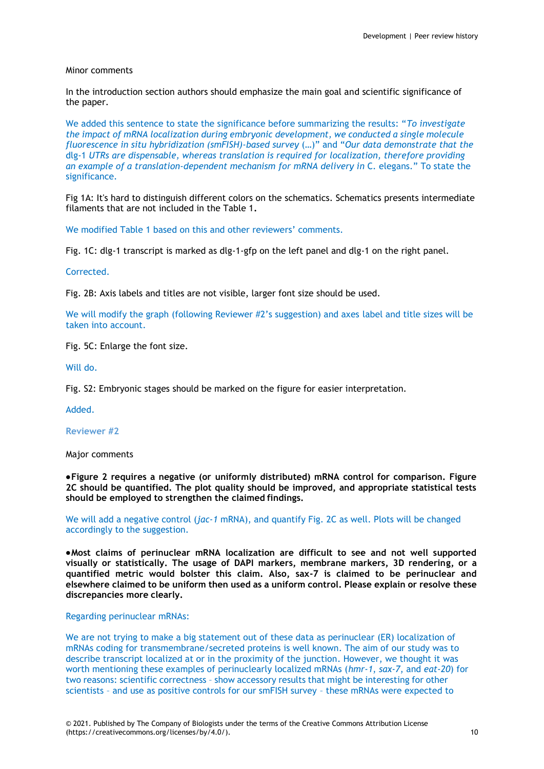Minor comments

In the introduction section authors should emphasize the main goal and scientific significance of the paper.

We added this sentence to state the significance before summarizing the results: "*To investigate the impact of mRNA localization during embryonic development, we conducted a single molecule fluorescence in situ hybridization (smFISH)-based survey* (…)" and "*Our data demonstrate that the* dlg-1 *UTRs are dispensable, whereas translation is required for localization, therefore providing an example of a translation-dependent mechanism for mRNA delivery* in *C. elegans*." To state the significance.

Fig 1A: It's hard to distinguish different colors on the schematics. Schematics presents intermediate filaments that are not included in the Table 1**.**

We modified Table 1 based on this and other reviewers' comments.

Fig. 1C: dlg-1 transcript is marked as dlg-1-gfp on the left panel and dlg-1 on the right panel.

Corrected.

Fig. 2B: Axis labels and titles are not visible, larger font size should be used.

We will modify the graph (following Reviewer #2's suggestion) and axes label and title sizes will be taken into account.

Fig. 5C: Enlarge the font size.

Will do.

Fig. S2: Embryonic stages should be marked on the figure for easier interpretation.

Added.

**Reviewer #2**

Major comments

- **Figure 2 requires a negative (or uniformly distributed) mRNA control for comparison. Figure 2C should be quantified. The plot quality should be improved, and appropriate statistical tests should be employed to strengthen the claimed findings.**

We will add a negative control (*jac-1* mRNA), and quantify Fig. 2C as well. Plots will be changed accordingly to the suggestion.

- **Most claims of perinuclear mRNA localization are difficult to see and not well supported visually or statistically. The usage of DAPI markers, membrane markers, 3D rendering, or a quantified metric would bolster this claim. Also, sax-7 is claimed to be perinuclear and elsewhere claimed to be uniform then used as a uniform control. Please explain or resolve these discrepancies more clearly.**

Regarding perinuclear mRNAs:

We are not trying to make a big statement out of these data as perinuclear (ER) localization of mRNAs coding for transmembrane/secreted proteins is well known. The aim of our study was to describe transcript localized at or in the proximity of the junction. However, we thought it was worth mentioning these examples of perinuclearly localized mRNAs (*hmr-1*, *sax-7*, and *eat-20*) for two reasons: scientific correctness – show accessory results that might be interesting for other scientists – and use as positive controls for our smFISH survey – these mRNAs were expected to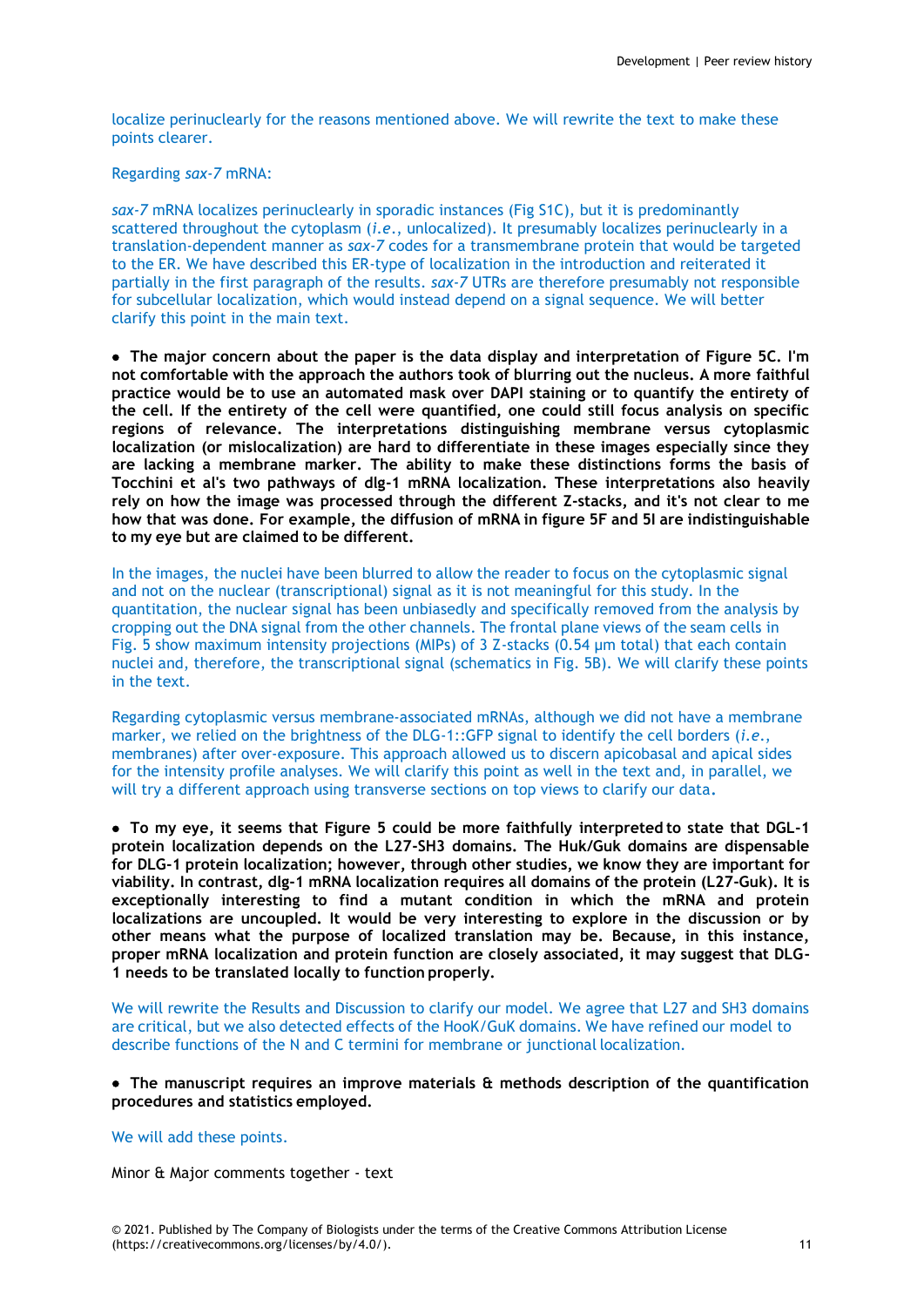localize perinuclearly for the reasons mentioned above. We will rewrite the text to make these points clearer.

Regarding *sax-7* mRNA:

*sax-7* mRNA localizes perinuclearly in sporadic instances (Fig S1C), but it is predominantly scattered throughout the cytoplasm (*i.e.*, unlocalized). It presumably localizes perinuclearly in a translation-dependent manner as *sax-7* codes for a transmembrane protein that would be targeted to the ER. We have described this ER-type of localization in the introduction and reiterated it partially in the first paragraph of the results. *sax-7* UTRs are therefore presumably not responsible for subcellular localization, which would instead depend on a signal sequence. We will better clarify this point in the main text.

- **The major concern about the paper is the data display and interpretation of Figure 5C. I'm not comfortable with the approach the authors took of blurring out the nucleus. A more faithful practice would be to use an automated mask over DAPI staining or to quantify the entirety of the cell. If the entirety of the cell were quantified, one could still focus analysis on specific regions of relevance. The interpretations distinguishing membrane versus cytoplasmic localization (or mislocalization) are hard to differentiate in these images especially since they are lacking a membrane marker. The ability to make these distinctions forms the basis of Tocchini et al's two pathways of dlg-1 mRNA localization. These interpretations also heavily rely on how the image was processed through the different Z-stacks, and it's not clear to me how that was done. For example, the diffusion of mRNA in figure 5F and 5I are indistinguishable to my eye but are claimed to be different.**

In the images, the nuclei have been blurred to allow the reader to focus on the cytoplasmic signal and not on the nuclear (transcriptional) signal as it is not meaningful for this study. In the quantitation, the nuclear signal has been unbiasedly and specifically removed from the analysis by cropping out the DNA signal from the other channels. The frontal plane views of the seam cells in Fig. 5 show maximum intensity projections (MIPs) of 3 Z-stacks (0.54 µm total) that each contain nuclei and, therefore, the transcriptional signal (schematics in Fig. 5B). We will clarify these points in the text.

Regarding cytoplasmic versus membrane-associated mRNAs, although we did not have a membrane marker, we relied on the brightness of the DLG-1::GFP signal to identify the cell borders (*i.e.*, membranes) after over-exposure. This approach allowed us to discern apicobasal and apical sides for the intensity profile analyses. We will clarify this point as well in the text and, in parallel, we will try a different approach using transverse sections on top views to clarify our data.

- **To my eye, it seems that Figure 5 could be more faithfully interpreted to state that DGL-1 protein localization depends on the L27-SH3 domains. The Huk/Guk domains are dispensable for DLG-1 protein localization; however, through other studies, we know they are important for viability. In contrast, dlg-1 mRNA localization requires all domains of the protein (L27-Guk). It is exceptionally interesting to find a mutant condition in which the mRNA and protein localizations are uncoupled. It would be very interesting to explore in the discussion or by other means what the purpose of localized translation may be. Because, in this instance, proper mRNA localization and protein function are closely associated, it may suggest that DLG-1 needs to be translated locally to function properly.**

We will rewrite the Results and Discussion to clarify our model. We agree that L27 and SH3 domains are critical, but we also detected effects of the HooK/GuK domains. We have refined our model to describe functions of the N and C termini for membrane or junctional localization.

- **The manuscript requires an improve materials & methods description of the quantification procedures and statistics employed.**

We will add these points.

Minor & Major comments together - text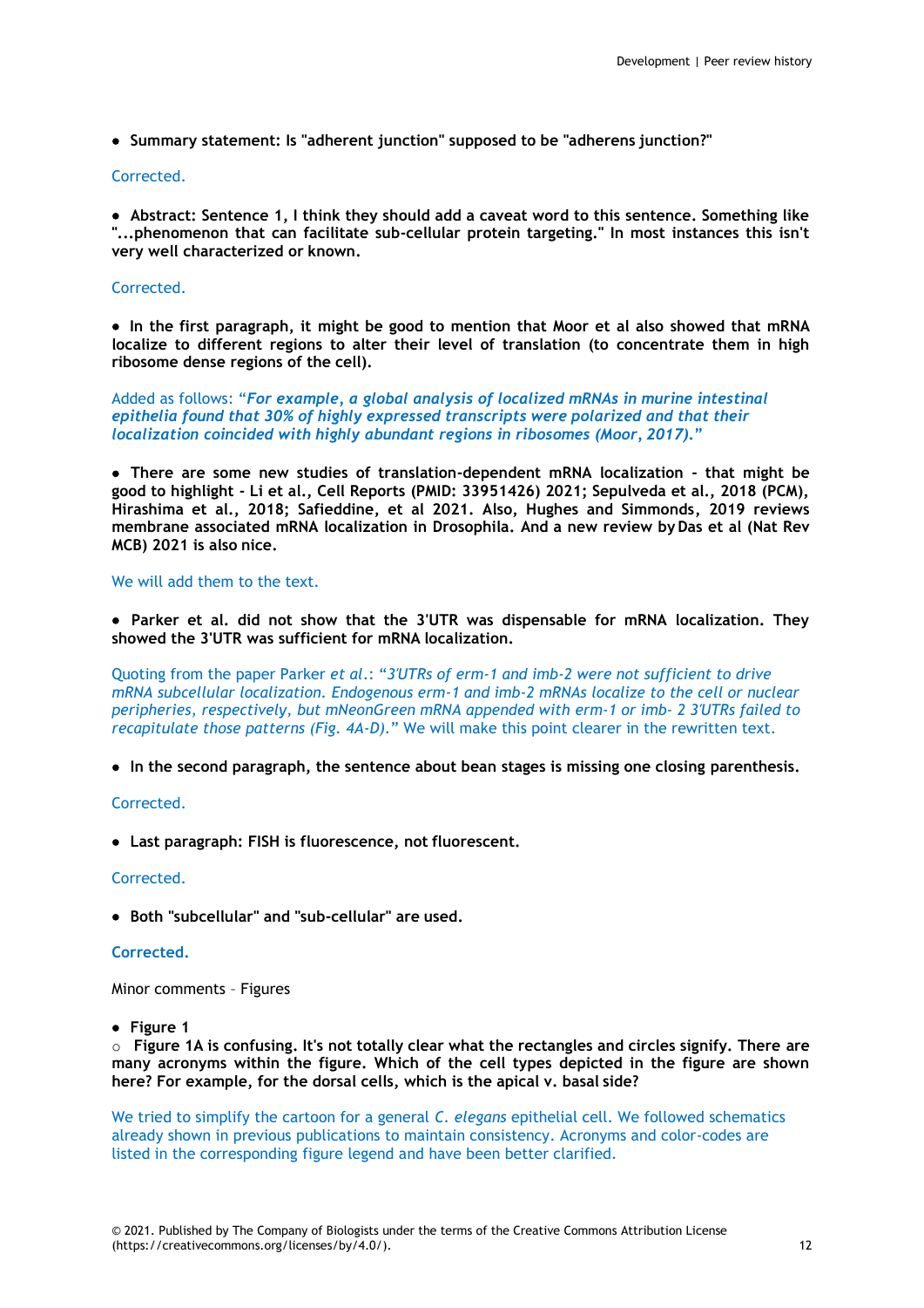- **Summary statement: Is "adherent junction" supposed to be "adherens junction?"**

Corrected.

- **Abstract: Sentence 1, I think they should add a caveat word to this sentence. Something like "...phenomenon that can facilitate sub-cellular protein targeting." In most instances this isn't very well characterized or known.**

Corrected.

- **In the first paragraph, it might be good to mention that Moor et al also showed that mRNA localize to different regions to alter their level of translation (to concentrate them in high ribosome dense regions of the cell).**

Added as follows: "***For example, a global analysis of localized mRNAs in murine intestinal epithelia found that 30% of highly expressed transcripts were polarized and that their localization coincided with highly abundant regions in ribosomes (Moor, 2017).***"

- **There are some new studies of translation-dependent mRNA localization - that might be good to highlight - Li et al., Cell Reports (PMID: 33951426) 2021; Sepulveda et al., 2018 (PCM), Hirashima et al., 2018; Safieddine, et al 2021. Also, Hughes and Simmonds, 2019 reviews membrane associated mRNA localization in Drosophila. And a new review by Das et al (Nat Rev MCB) 2021 is also nice.**

We will add them to the text.

- **Parker et al. did not show that the 3'UTR was dispensable for mRNA localization. They showed the 3'UTR was sufficient for mRNA localization.**

Quoting from the paper Parker *et al.*: "*3'UTRs of erm-1 and imb-2 were not sufficient to drive mRNA subcellular localization. Endogenous erm-1 and imb-2 mRNAs localize to the cell or nuclear peripheries, respectively, but mNeonGreen mRNA appended with erm-1 or imb- 2 3'UTRs failed to recapitulate those patterns (Fig. 4A-D).*" We will make this point clearer in the rewritten text.

- **In the second paragraph, the sentence about bean stages is missing one closing parenthesis.**

Corrected.

- **Last paragraph: FISH is fluorescence, not fluorescent.**

Corrected.

- **Both "subcellular" and "sub-cellular" are used.**

**Corrected.**

Minor comments – Figures

- **Figure 1**
  - **Figure 1A is confusing. It's not totally clear what the rectangles and circles signify. There are many acronyms within the figure. Which of the cell types depicted in the figure are shown here? For example, for the dorsal cells, which is the apical v. basal side?**

We tried to simplify the cartoon for a general *C. elegans* epithelial cell. We followed schematics already shown in previous publications to maintain consistency. Acronyms and color-codes are listed in the corresponding figure legend and have been better clarified.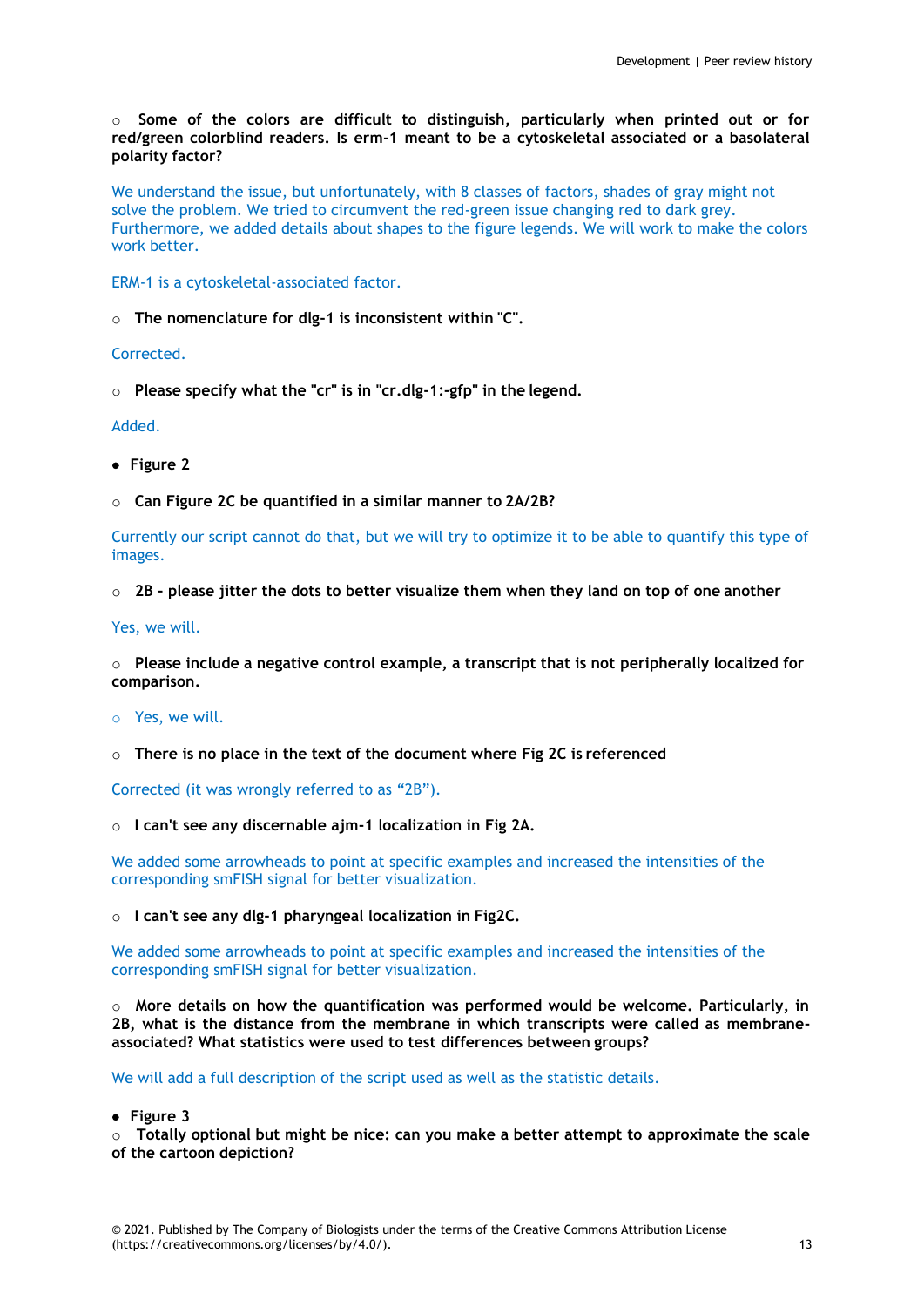- **Some of the colors are difficult to distinguish, particularly when printed out or for red/green colorblind readers. Is erm-1 meant to be a cytoskeletal associated or a basolateral polarity factor?**

We understand the issue, but unfortunately, with 8 classes of factors, shades of gray might not solve the problem. We tried to circumvent the red-green issue changing red to dark grey. Furthermore, we added details about shapes to the figure legends. We will work to make the colors work better.

ERM-1 is a cytoskeletal-associated factor.

- **The nomenclature for dlg-1 is inconsistent within "C".**

Corrected.

- **Please specify what the "cr" is in "cr.dlg-1:-gfp" in the legend.**

Added.

- **Figure 2**

- **Can Figure 2C be quantified in a similar manner to 2A/2B?**

Currently our script cannot do that, but we will try to optimize it to be able to quantify this type of images.

- **2B - please jitter the dots to better visualize them when they land on top of one another**

Yes, we will.

- **Please include a negative control example, a transcript that is not peripherally localized for comparison.**

- Yes, we will.

- **There is no place in the text of the document where Fig 2C is referenced**

Corrected (it was wrongly referred to as "2B").

- **I can't see any discernable ajm-1 localization in Fig 2A.**

We added some arrowheads to point at specific examples and increased the intensities of the corresponding smFISH signal for better visualization.

- **I can't see any dlg-1 pharyngeal localization in Fig2C.**

We added some arrowheads to point at specific examples and increased the intensities of the corresponding smFISH signal for better visualization.

- **More details on how the quantification was performed would be welcome. Particularly, in 2B, what is the distance from the membrane in which transcripts were called as membrane-associated? What statistics were used to test differences between groups?**

We will add a full description of the script used as well as the statistic details.

- **Figure 3**

- **Totally optional but might be nice: can you make a better attempt to approximate the scale of the cartoon depiction?**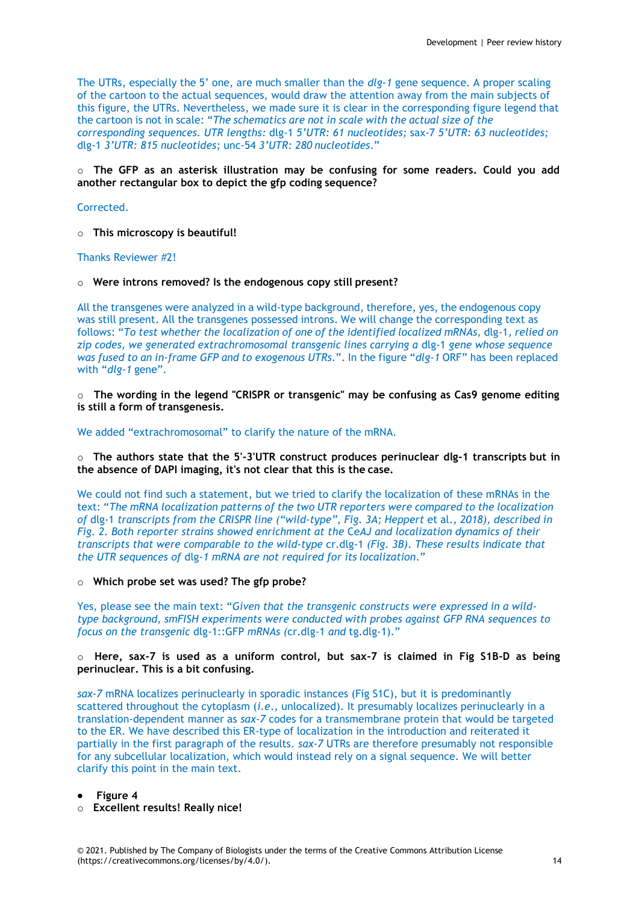The UTRs, especially the 5' one, are much smaller than the *dlg-1* gene sequence. A proper scaling of the cartoon to the actual sequences, would draw the attention away from the main subjects of this figure, the UTRs. Nevertheless, we made sure it is clear in the corresponding figure legend that the cartoon is not in scale: "*The schematics are not in scale with the actual size of the corresponding sequences. UTR lengths:* dlg-1 *5'UTR: 61 nucleotides;* sax-7 *5'UTR: 63 nucleotides;* dlg-1 *3'UTR: 815 nucleotides;* unc-54 *3'UTR: 280 nucleotides*."

- **The GFP as an asterisk illustration may be confusing for some readers. Could you add another rectangular box to depict the gfp coding sequence?**

Corrected.

- **This microscopy is beautiful!**

Thanks Reviewer #2!

- **Were introns removed? Is the endogenous copy still present?**

All the transgenes were analyzed in a wild-type background, therefore, yes, the endogenous copy was still present. All the transgenes possessed introns. We will change the corresponding text as follows: "*To test whether the localization of one of the identified localized mRNAs,* dlg-1*, relied on zip codes, we generated extrachromosomal transgenic lines carrying a* dlg-1 *gene whose sequence was fused to an in-frame GFP and to exogenous UTRs*.". In the figure "*dlg-1* ORF" has been replaced with "*dlg-1* gene".

- **The wording in the legend "CRISPR or transgenic" may be confusing as Cas9 genome editing is still a form of transgenesis.**

We added "extrachromosomal" to clarify the nature of the mRNA.

- **The authors state that the 5'-3'UTR construct produces perinuclear dlg-1 transcripts but in the absence of DAPI imaging, it's not clear that this is the case.**

We could not find such a statement, but we tried to clarify the localization of these mRNAs in the text: "*The mRNA localization patterns of the two UTR reporters were compared to the localization of* dlg-1 *transcripts from the CRISPR line ("wild-type", Fig. 3A; Heppert* et al.*, 2018), described in Fig. 2. Both reporter strains showed enrichment at the CeAJ and localization dynamics of their transcripts that were comparable to the wild-type* cr.dlg-1 *(Fig. 3B). These results indicate that the UTR sequences of* dlg-1 *mRNA are not required for its localization.*"

- **Which probe set was used? The gfp probe?**

Yes, please see the main text: "*Given that the transgenic constructs were expressed in a wild-type background, smFISH experiments were conducted with probes against GFP RNA sequences to focus on the transgenic* dlg-1::GFP *mRNAs (*cr.dlg-1 *and* tg.dlg-1*).*"

- **Here, sax-7 is used as a uniform control, but sax-7 is claimed in Fig S1B-D as being perinuclear. This is a bit confusing.**

*sax-7* mRNA localizes perinuclearly in sporadic instances (Fig S1C), but it is predominantly scattered throughout the cytoplasm (*i.e.*, unlocalized). It presumably localizes perinuclearly in a translation-dependent manner as *sax-7* codes for a transmembrane protein that would be targeted to the ER. We have described this ER-type of localization in the introduction and reiterated it partially in the first paragraph of the results. *sax-7* UTRs are therefore presumably not responsible for any subcellular localization, which would instead rely on a signal sequence. We will better clarify this point in the main text.

- **Figure 4**
  - **Excellent results! Really nice!**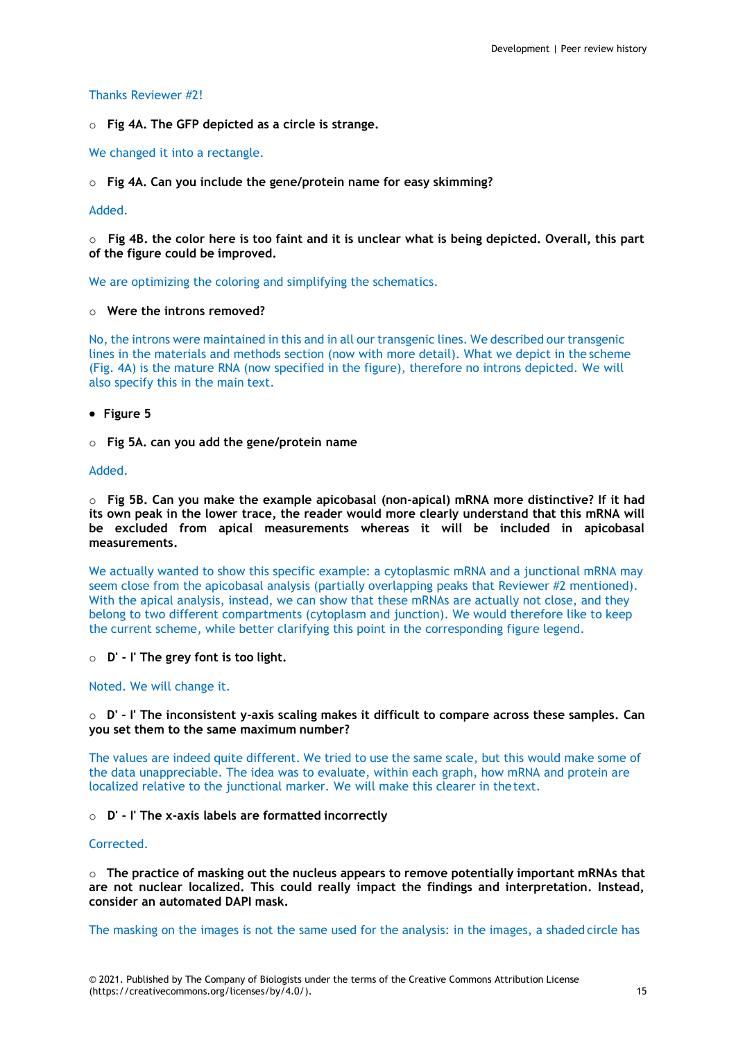Thanks Reviewer #2!

- **Fig 4A. The GFP depicted as a circle is strange.**

We changed it into a rectangle.

- **Fig 4A. Can you include the gene/protein name for easy skimming?**

Added.

- **Fig 4B. the color here is too faint and it is unclear what is being depicted. Overall, this part of the figure could be improved.**

We are optimizing the coloring and simplifying the schematics.

- **Were the introns removed?**

No, the introns were maintained in this and in all our transgenic lines. We described our transgenic lines in the materials and methods section (now with more detail). What we depict in the scheme (Fig. 4A) is the mature RNA (now specified in the figure), therefore no introns depicted. We will also specify this in the main text.

- **Figure 5**

- **Fig 5A. can you add the gene/protein name**

Added.

- **Fig 5B. Can you make the example apicobasal (non-apical) mRNA more distinctive? If it had its own peak in the lower trace, the reader would more clearly understand that this mRNA will be excluded from apical measurements whereas it will be included in apicobasal measurements.**

We actually wanted to show this specific example: a cytoplasmic mRNA and a junctional mRNA may seem close from the apicobasal analysis (partially overlapping peaks that Reviewer #2 mentioned). With the apical analysis, instead, we can show that these mRNAs are actually not close, and they belong to two different compartments (cytoplasm and junction). We would therefore like to keep the current scheme, while better clarifying this point in the corresponding figure legend.

- **D' - I' The grey font is too light.**

Noted. We will change it.

- **D' - I' The inconsistent y-axis scaling makes it difficult to compare across these samples. Can you set them to the same maximum number?**

The values are indeed quite different. We tried to use the same scale, but this would make some of the data unappreciable. The idea was to evaluate, within each graph, how mRNA and protein are localized relative to the junctional marker. We will make this clearer in the text.

- **D' - I' The x-axis labels are formatted incorrectly**

Corrected.

- **The practice of masking out the nucleus appears to remove potentially important mRNAs that are not nuclear localized. This could really impact the findings and interpretation. Instead, consider an automated DAPI mask.**

The masking on the images is not the same used for the analysis: in the images, a shaded circle has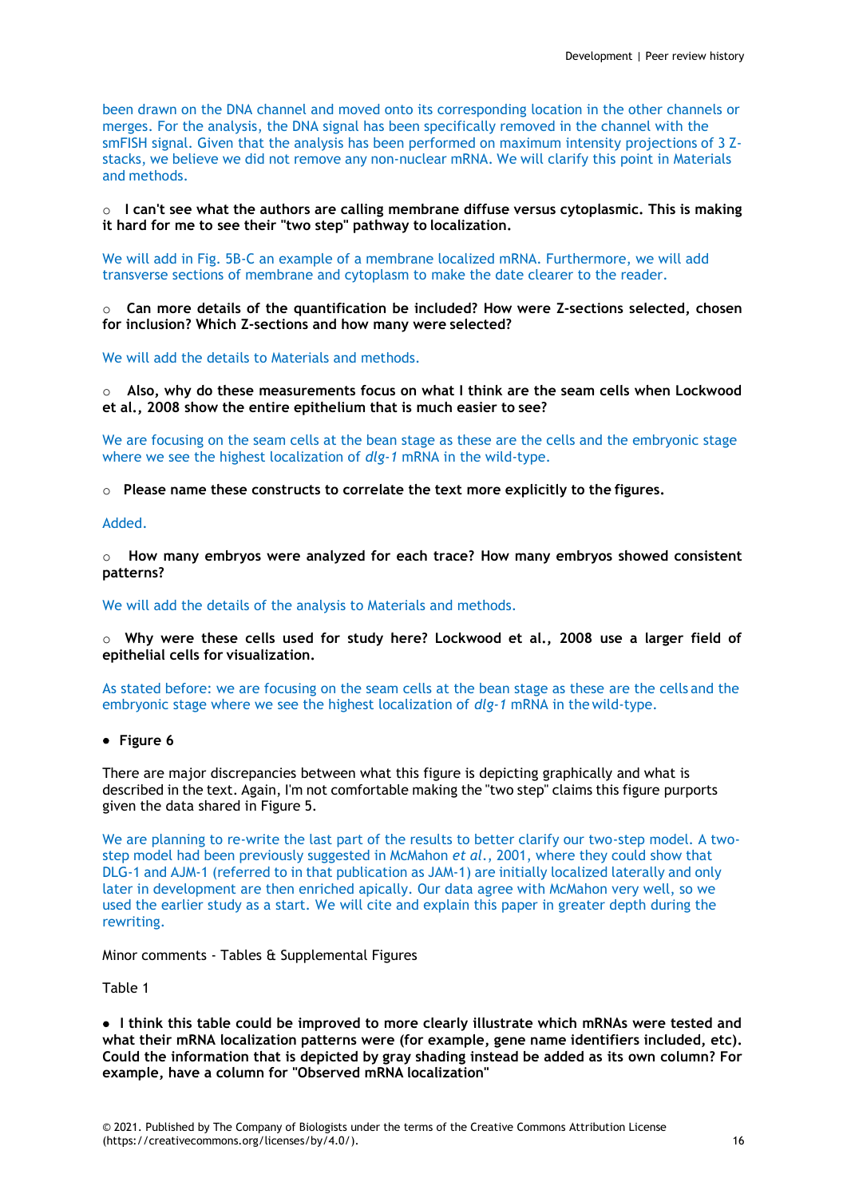been drawn on the DNA channel and moved onto its corresponding location in the other channels or merges. For the analysis, the DNA signal has been specifically removed in the channel with the smFISH signal. Given that the analysis has been performed on maximum intensity projections of 3 Z-stacks, we believe we did not remove any non-nuclear mRNA. We will clarify this point in Materials and methods.

- **I can't see what the authors are calling membrane diffuse versus cytoplasmic. This is making it hard for me to see their "two step" pathway to localization.**

We will add in Fig. 5B-C an example of a membrane localized mRNA. Furthermore, we will add transverse sections of membrane and cytoplasm to make the date clearer to the reader.

- **Can more details of the quantification be included? How were Z-sections selected, chosen for inclusion? Which Z-sections and how many were selected?**

We will add the details to Materials and methods.

- **Also, why do these measurements focus on what I think are the seam cells when Lockwood et al., 2008 show the entire epithelium that is much easier to see?**

We are focusing on the seam cells at the bean stage as these are the cells and the embryonic stage where we see the highest localization of *dlg-1* mRNA in the wild-type.

- **Please name these constructs to correlate the text more explicitly to the figures.**

Added.

- **How many embryos were analyzed for each trace? How many embryos showed consistent patterns?**

We will add the details of the analysis to Materials and methods.

- **Why were these cells used for study here? Lockwood et al., 2008 use a larger field of epithelial cells for visualization.**

As stated before: we are focusing on the seam cells at the bean stage as these are the cells and the embryonic stage where we see the highest localization of *dlg-1* mRNA in the wild-type.

- **Figure 6**

There are major discrepancies between what this figure is depicting graphically and what is described in the text. Again, I'm not comfortable making the "two step" claims this figure purports given the data shared in Figure 5.

We are planning to re-write the last part of the results to better clarify our two-step model. A two-step model had been previously suggested in McMahon *et al.*, 2001, where they could show that DLG-1 and AJM-1 (referred to in that publication as JAM-1) are initially localized laterally and only later in development are then enriched apically. Our data agree with McMahon very well, so we used the earlier study as a start. We will cite and explain this paper in greater depth during the rewriting.

Minor comments - Tables & Supplemental Figures

Table 1

- **I think this table could be improved to more clearly illustrate which mRNAs were tested and what their mRNA localization patterns were (for example, gene name identifiers included, etc). Could the information that is depicted by gray shading instead be added as its own column? For example, have a column for "Observed mRNA localization"**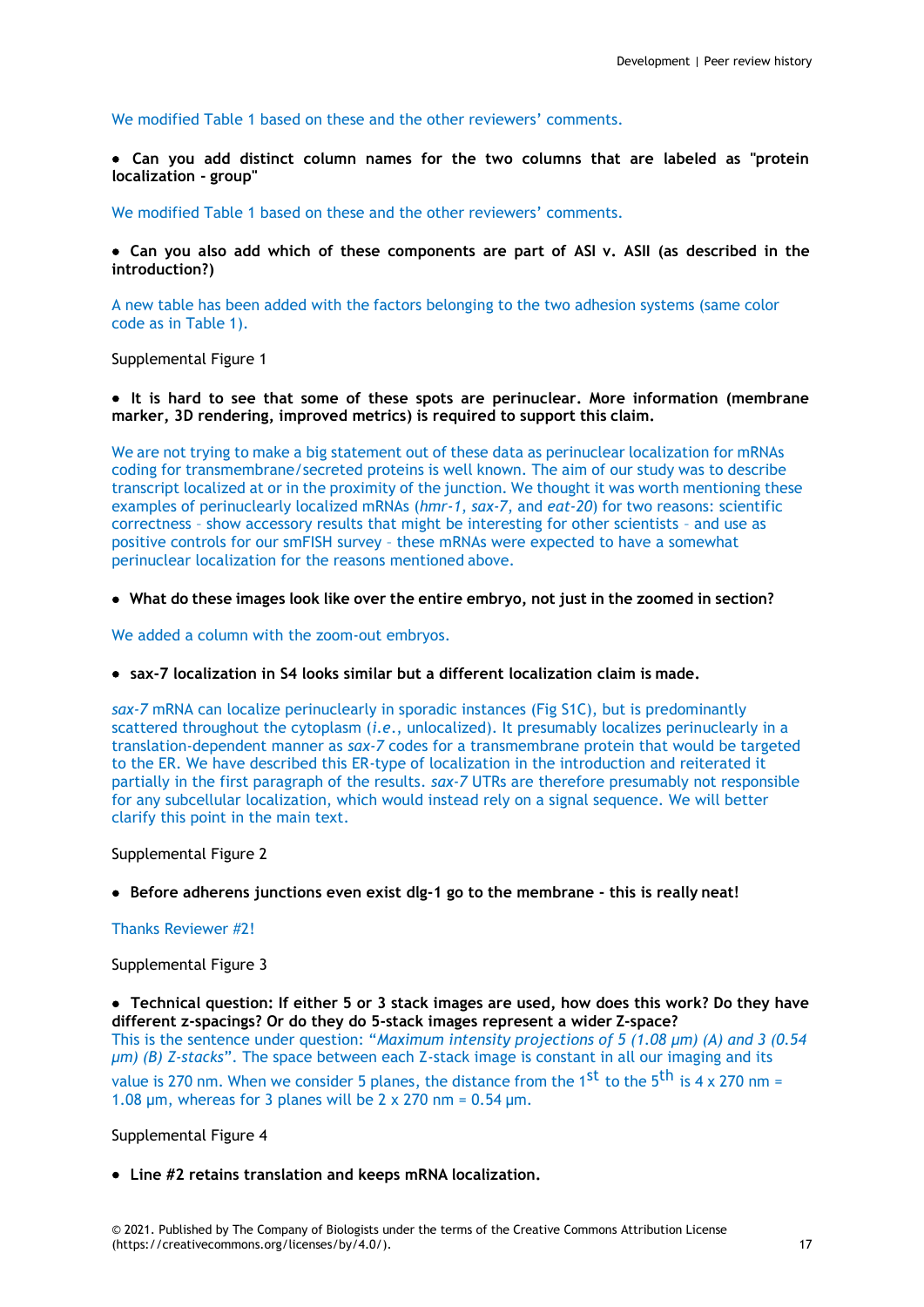We modified Table 1 based on these and the other reviewers' comments.

- **Can you add distinct column names for the two columns that are labeled as "protein localization - group"**

We modified Table 1 based on these and the other reviewers' comments.

- **Can you also add which of these components are part of ASI v. ASII (as described in the introduction?)**

A new table has been added with the factors belonging to the two adhesion systems (same color code as in Table 1).

Supplemental Figure 1

- **It is hard to see that some of these spots are perinuclear. More information (membrane marker, 3D rendering, improved metrics) is required to support this claim.**

We are not trying to make a big statement out of these data as perinuclear localization for mRNAs coding for transmembrane/secreted proteins is well known. The aim of our study was to describe transcript localized at or in the proximity of the junction. We thought it was worth mentioning these examples of perinuclearly localized mRNAs (*hmr-1*, *sax-7*, and *eat-20*) for two reasons: scientific correctness – show accessory results that might be interesting for other scientists – and use as positive controls for our smFISH survey – these mRNAs were expected to have a somewhat perinuclear localization for the reasons mentioned above.

- **What do these images look like over the entire embryo, not just in the zoomed in section?**

We added a column with the zoom-out embryos.

- **sax-7 localization in S4 looks similar but a different localization claim is made.**

*sax-7* mRNA can localize perinuclearly in sporadic instances (Fig S1C), but is predominantly scattered throughout the cytoplasm (*i.e.*, unlocalized). It presumably localizes perinuclearly in a translation-dependent manner as *sax-7* codes for a transmembrane protein that would be targeted to the ER. We have described this ER-type of localization in the introduction and reiterated it partially in the first paragraph of the results. *sax-7* UTRs are therefore presumably not responsible for any subcellular localization, which would instead rely on a signal sequence. We will better clarify this point in the main text.

Supplemental Figure 2

- **Before adherens junctions even exist dlg-1 go to the membrane - this is really neat!**

Thanks Reviewer #2!

Supplemental Figure 3

- **Technical question: If either 5 or 3 stack images are used, how does this work? Do they have different z-spacings? Or do they do 5-stack images represent a wider Z-space?**

This is the sentence under question: "*Maximum intensity projections of 5 (1.08 µm) (A) and 3 (0.54 µm) (B) Z-stacks*". The space between each Z-stack image is constant in all our imaging and its value is 270 nm. When we consider 5 planes, the distance from the 1$^{st}$ to the 5$^{th}$ is 4 x 270 nm = 1.08 µm, whereas for 3 planes will be 2 x 270 nm = 0.54 µm.

Supplemental Figure 4

- **Line #2 retains translation and keeps mRNA localization.**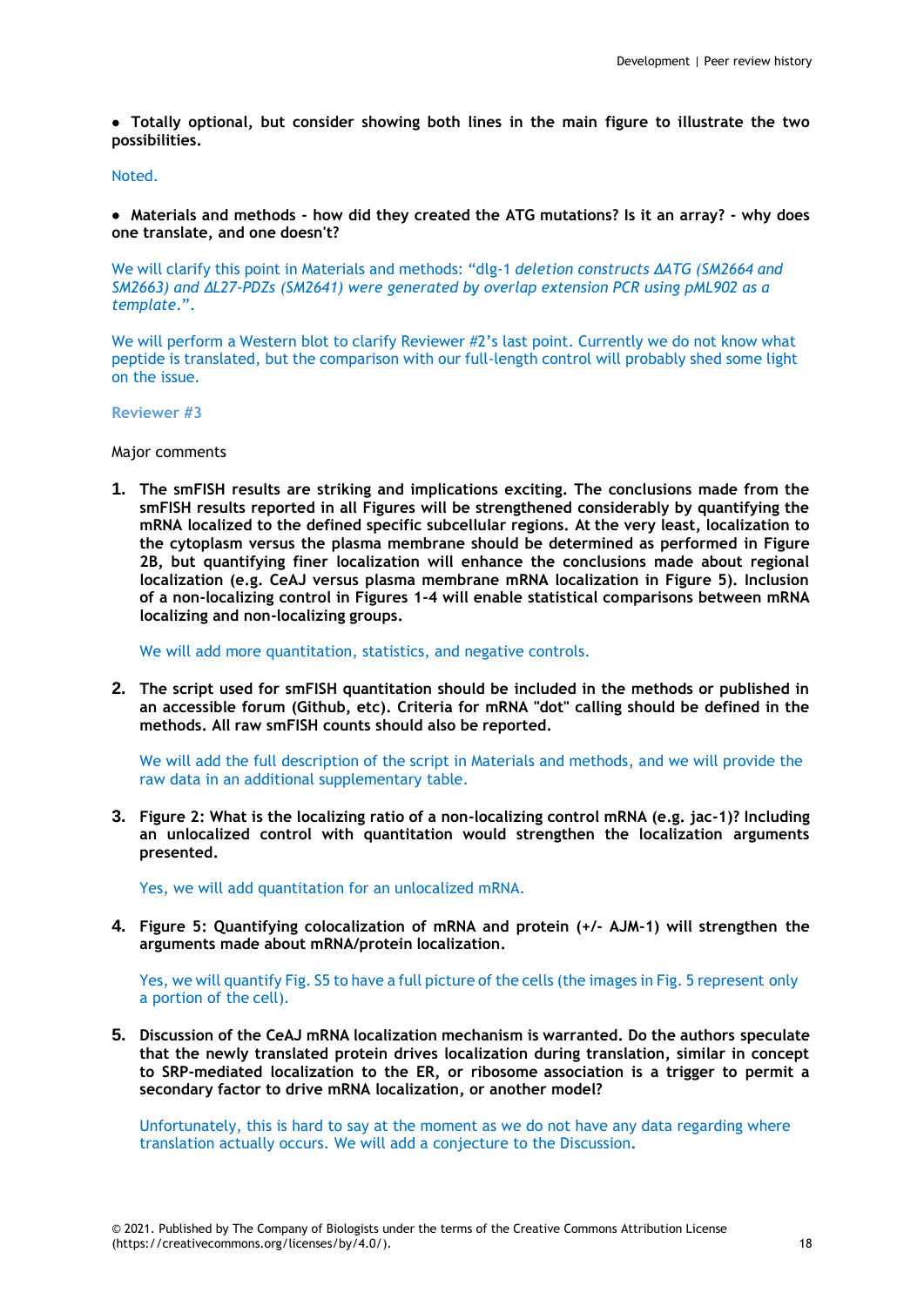- **Totally optional, but consider showing both lines in the main figure to illustrate the two possibilities.**

Noted.

- **Materials and methods - how did they created the ATG mutations? Is it an array? - why does one translate, and one doesn't?**

We will clarify this point in Materials and methods: "dlg-1 *deletion constructs ΔATG (SM2664 and SM2663) and ΔL27-PDZs (SM2641) were generated by overlap extension PCR using pML902 as a template*.".

We will perform a Western blot to clarify Reviewer #2's last point. Currently we do not know what peptide is translated, but the comparison with our full-length control will probably shed some light on the issue.

### Reviewer #3

Major comments

1. **The smFISH results are striking and implications exciting. The conclusions made from the smFISH results reported in all Figures will be strengthened considerably by quantifying the mRNA localized to the defined specific subcellular regions. At the very least, localization to the cytoplasm versus the plasma membrane should be determined as performed in Figure 2B, but quantifying finer localization will enhance the conclusions made about regional localization (e.g. CeAJ versus plasma membrane mRNA localization in Figure 5). Inclusion of a non-localizing control in Figures 1-4 will enable statistical comparisons between mRNA localizing and non-localizing groups.**

   We will add more quantitation, statistics, and negative controls.

2. **The script used for smFISH quantitation should be included in the methods or published in an accessible forum (Github, etc). Criteria for mRNA "dot" calling should be defined in the methods. All raw smFISH counts should also be reported.**

   We will add the full description of the script in Materials and methods, and we will provide the raw data in an additional supplementary table.

3. **Figure 2: What is the localizing ratio of a non-localizing control mRNA (e.g. jac-1)? Including an unlocalized control with quantitation would strengthen the localization arguments presented.**

   Yes, we will add quantitation for an unlocalized mRNA.

4. **Figure 5: Quantifying colocalization of mRNA and protein (+/- AJM-1) will strengthen the arguments made about mRNA/protein localization.**

   Yes, we will quantify Fig. S5 to have a full picture of the cells (the images in Fig. 5 represent only a portion of the cell).

5. **Discussion of the CeAJ mRNA localization mechanism is warranted. Do the authors speculate that the newly translated protein drives localization during translation, similar in concept to SRP-mediated localization to the ER, or ribosome association is a trigger to permit a secondary factor to drive mRNA localization, or another model?**

   Unfortunately, this is hard to say at the moment as we do not have any data regarding where translation actually occurs. We will add a conjecture to the Discussion.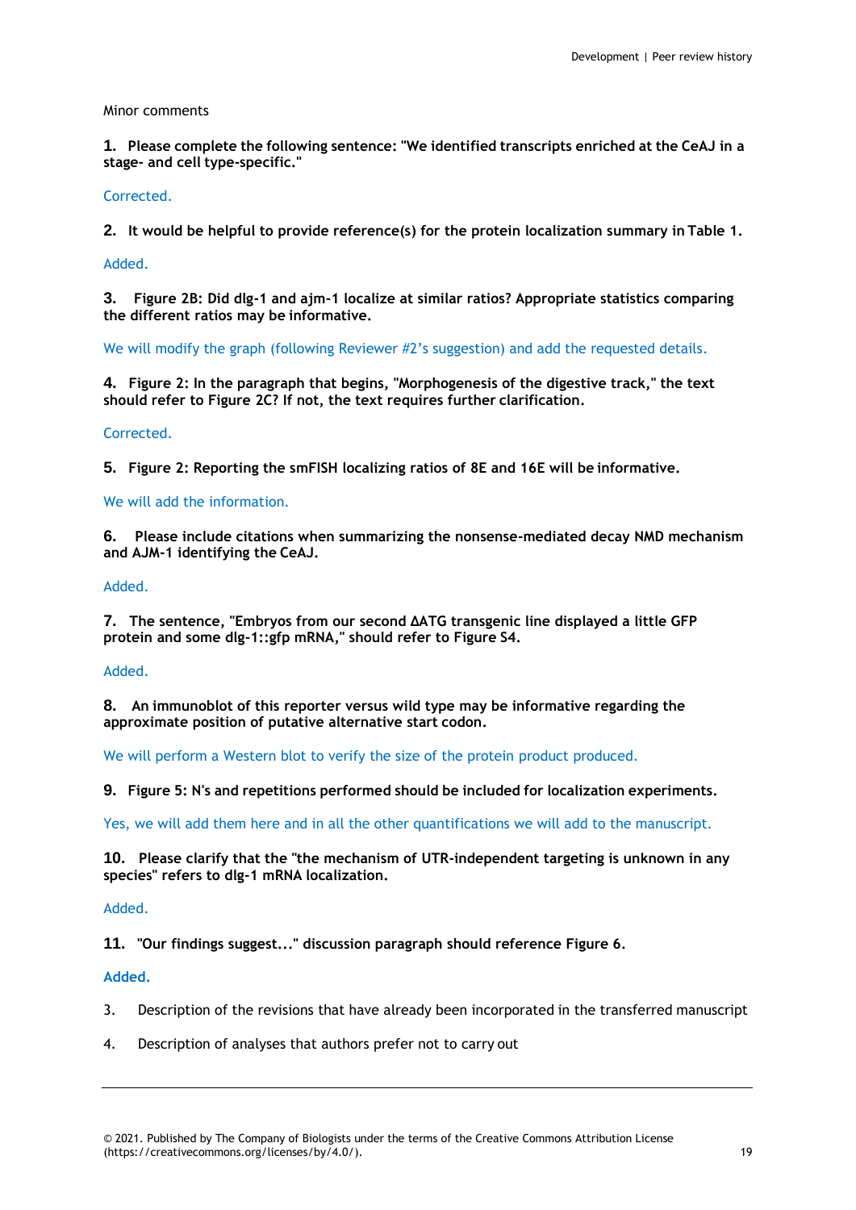Minor comments

**1. Please complete the following sentence: "We identified transcripts enriched at the CeAJ in a stage- and cell type-specific."**

Corrected.

**2. It would be helpful to provide reference(s) for the protein localization summary in Table 1.**

Added.

**3. Figure 2B: Did dlg-1 and ajm-1 localize at similar ratios? Appropriate statistics comparing the different ratios may be informative.**

We will modify the graph (following Reviewer #2's suggestion) and add the requested details.

**4. Figure 2: In the paragraph that begins, "Morphogenesis of the digestive track," the text should refer to Figure 2C? If not, the text requires further clarification.**

Corrected.

**5. Figure 2: Reporting the smFISH localizing ratios of 8E and 16E will be informative.**

We will add the information.

**6. Please include citations when summarizing the nonsense-mediated decay NMD mechanism and AJM-1 identifying the CeAJ.**

Added.

**7. The sentence, "Embryos from our second ΔATG transgenic line displayed a little GFP protein and some dlg-1::gfp mRNA," should refer to Figure S4.**

Added.

**8. An immunoblot of this reporter versus wild type may be informative regarding the approximate position of putative alternative start codon.**

We will perform a Western blot to verify the size of the protein product produced.

**9. Figure 5: N's and repetitions performed should be included for localization experiments.**

Yes, we will add them here and in all the other quantifications we will add to the manuscript.

**10. Please clarify that the "the mechanism of UTR-independent targeting is unknown in any species" refers to dlg-1 mRNA localization.**

Added.

**11. "Our findings suggest..." discussion paragraph should reference Figure 6.**

**Added.**

3. Description of the revisions that have already been incorporated in the transferred manuscript

4. Description of analyses that authors prefer not to carry out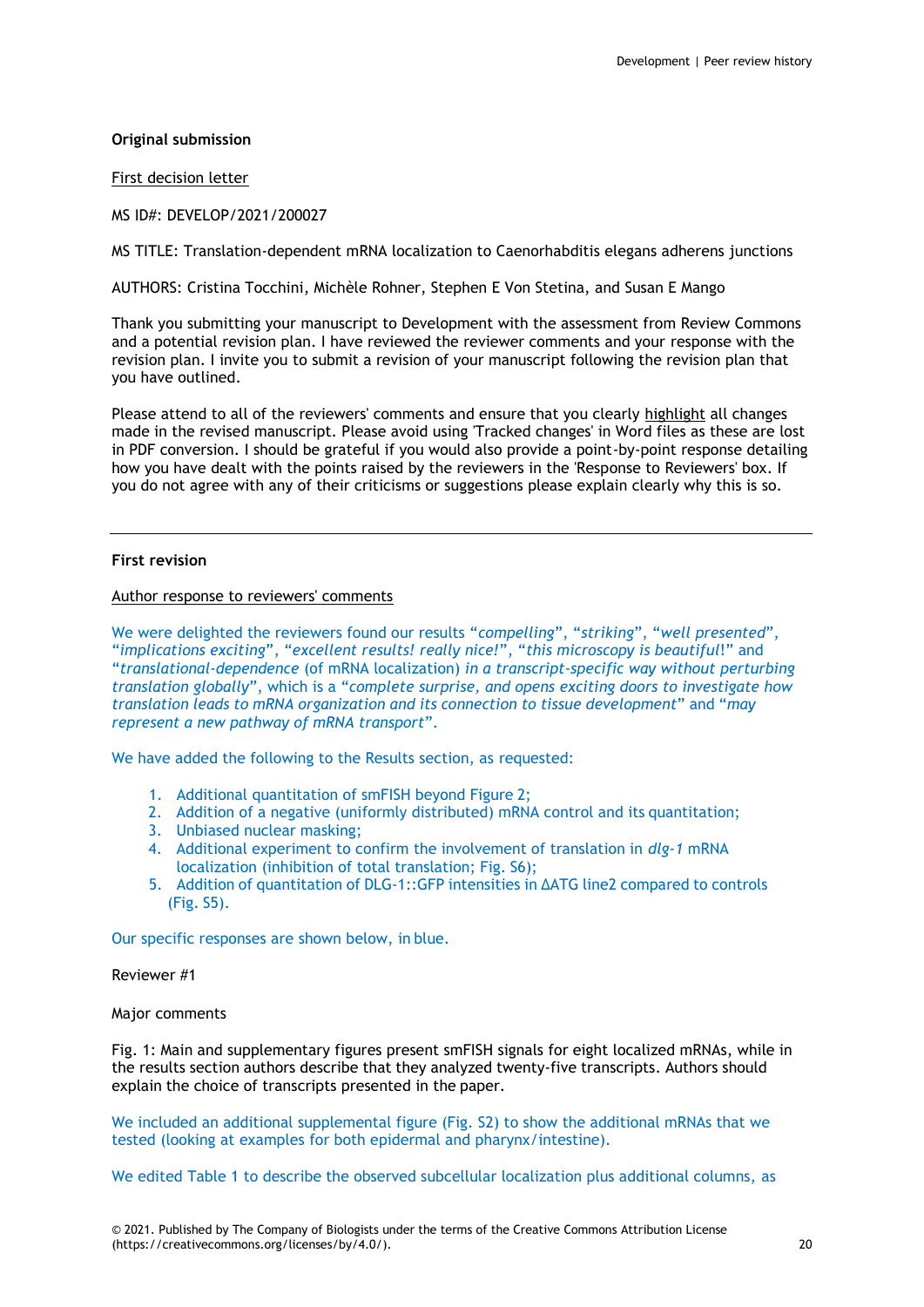**Original submission**

First decision letter

MS ID#: DEVELOP/2021/200027

MS TITLE: Translation-dependent mRNA localization to Caenorhabditis elegans adherens junctions

AUTHORS: Cristina Tocchini, Michèle Rohner, Stephen E Von Stetina, and Susan E Mango

Thank you submitting your manuscript to Development with the assessment from Review Commons and a potential revision plan. I have reviewed the reviewer comments and your response with the revision plan. I invite you to submit a revision of your manuscript following the revision plan that you have outlined.

Please attend to all of the reviewers' comments and ensure that you clearly highlight all changes made in the revised manuscript. Please avoid using 'Tracked changes' in Word files as these are lost in PDF conversion. I should be grateful if you would also provide a point-by-point response detailing how you have dealt with the points raised by the reviewers in the 'Response to Reviewers' box. If you do not agree with any of their criticisms or suggestions please explain clearly why this is so.

---

**First revision**

Author response to reviewers' comments

We were delighted the reviewers found our results "*compelling*", "*striking*", "*well presented*", "*implications exciting*", "*excellent results! really nice!*", "*this microscopy is beautiful!*" and "*translational-dependence* (of mRNA localization) *in a transcript-specific way without perturbing translation globally*", which is a "*complete surprise, and opens exciting doors to investigate how translation leads to mRNA organization and its connection to tissue development*" and "*may represent a new pathway of mRNA transport*".

We have added the following to the Results section, as requested:

1. Additional quantitation of smFISH beyond Figure 2;
2. Addition of a negative (uniformly distributed) mRNA control and its quantitation;
3. Unbiased nuclear masking;
4. Additional experiment to confirm the involvement of translation in *dlg-1* mRNA localization (inhibition of total translation; Fig. S6);
5. Addition of quantitation of DLG-1::GFP intensities in ΔATG line2 compared to controls (Fig. S5).

Our specific responses are shown below, in blue.

Reviewer #1

Major comments

Fig. 1: Main and supplementary figures present smFISH signals for eight localized mRNAs, while in the results section authors describe that they analyzed twenty-five transcripts. Authors should explain the choice of transcripts presented in the paper.

We included an additional supplemental figure (Fig. S2) to show the additional mRNAs that we tested (looking at examples for both epidermal and pharynx/intestine).

We edited Table 1 to describe the observed subcellular localization plus additional columns, as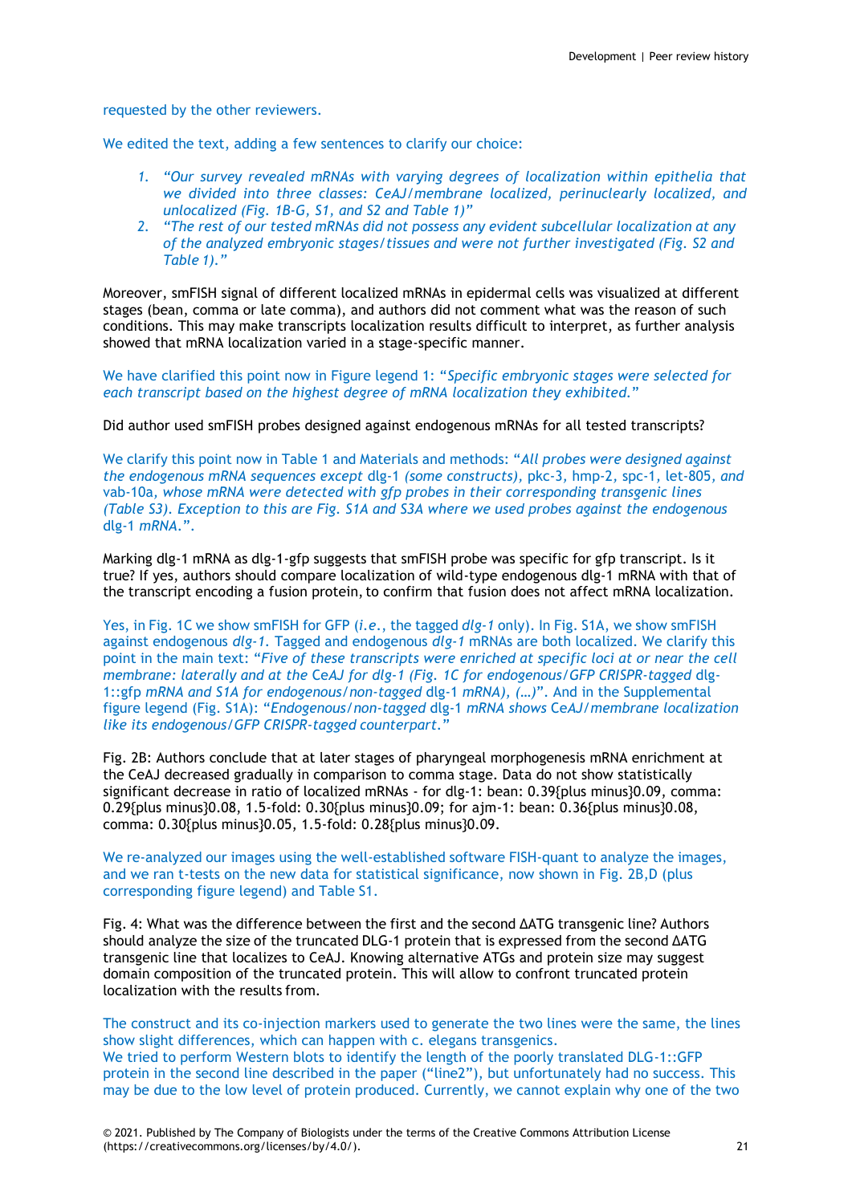requested by the other reviewers.

We edited the text, adding a few sentences to clarify our choice:

1. *"Our survey revealed mRNAs with varying degrees of localization within epithelia that we divided into three classes: CeAJ/membrane localized, perinuclearly localized, and unlocalized (Fig. 1B-G, S1, and S2 and Table 1)"*
2. *"The rest of our tested mRNAs did not possess any evident subcellular localization at any of the analyzed embryonic stages/tissues and were not further investigated (Fig. S2 and Table 1)."*

Moreover, smFISH signal of different localized mRNAs in epidermal cells was visualized at different stages (bean, comma or late comma), and authors did not comment what was the reason of such conditions. This may make transcripts localization results difficult to interpret, as further analysis showed that mRNA localization varied in a stage-specific manner.

We have clarified this point now in Figure legend 1: "*Specific embryonic stages were selected for each transcript based on the highest degree of mRNA localization they exhibited.*"

Did author used smFISH probes designed against endogenous mRNAs for all tested transcripts?

We clarify this point now in Table 1 and Materials and methods: "*All probes were designed against the endogenous mRNA sequences except* dlg-1 *(some constructs),* pkc-3*,* hmp-2*,* spc-1*,* let-805*, and* vab-10a*, whose mRNA were detected with gfp probes in their corresponding transgenic lines (Table S3). Exception to this are Fig. S1A and S3A where we used probes against the endogenous* dlg-1 *mRNA.*".

Marking dlg-1 mRNA as dlg-1-gfp suggests that smFISH probe was specific for gfp transcript. Is it true? If yes, authors should compare localization of wild-type endogenous dlg-1 mRNA with that of the transcript encoding a fusion protein, to confirm that fusion does not affect mRNA localization.

Yes, in Fig. 1C we show smFISH for GFP (*i.e*., the tagged *dlg-1* only). In Fig. S1A, we show smFISH against endogenous *dlg-1.* Tagged and endogenous *dlg-1* mRNAs are both localized. We clarify this point in the main text: "*Five of these transcripts were enriched at specific loci at or near the cell membrane: laterally and at the* CeAJ *for dlg-1 (Fig. 1C for endogenous/GFP CRISPR-tagged* dlg-1::gfp *mRNA and S1A for endogenous/non-tagged* dlg-1 *mRNA), (…)*". And in the Supplemental figure legend (Fig. S1A): "*Endogenous/non-tagged* dlg-1 *mRNA shows* CeAJ*/membrane localization like its endogenous/GFP CRISPR-tagged counterpart.*"

Fig. 2B: Authors conclude that at later stages of pharyngeal morphogenesis mRNA enrichment at the CeAJ decreased gradually in comparison to comma stage. Data do not show statistically significant decrease in ratio of localized mRNAs - for dlg-1: bean: 0.39{plus minus}0.09, comma: 0.29{plus minus}0.08, 1.5-fold: 0.30{plus minus}0.09; for ajm-1: bean: 0.36{plus minus}0.08, comma: 0.30{plus minus}0.05, 1.5-fold: 0.28{plus minus}0.09.

We re-analyzed our images using the well-established software FISH-quant to analyze the images, and we ran t-tests on the new data for statistical significance, now shown in Fig. 2B,D (plus corresponding figure legend) and Table S1.

Fig. 4: What was the difference between the first and the second ΔATG transgenic line? Authors should analyze the size of the truncated DLG-1 protein that is expressed from the second ΔATG transgenic line that localizes to CeAJ. Knowing alternative ATGs and protein size may suggest domain composition of the truncated protein. This will allow to confront truncated protein localization with the results from.

The construct and its co-injection markers used to generate the two lines were the same, the lines show slight differences, which can happen with c. elegans transgenics.
We tried to perform Western blots to identify the length of the poorly translated DLG-1::GFP protein in the second line described in the paper ("line2"), but unfortunately had no success. This may be due to the low level of protein produced. Currently, we cannot explain why one of the two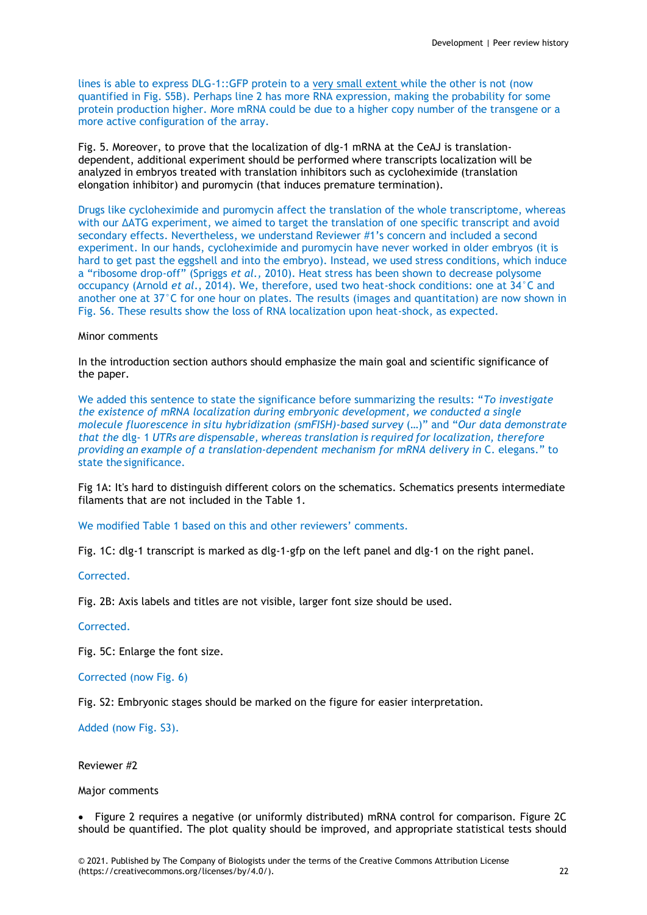lines is able to express DLG-1::GFP protein to a very small extent while the other is not (now quantified in Fig. S5B). Perhaps line 2 has more RNA expression, making the probability for some protein production higher. More mRNA could be due to a higher copy number of the transgene or a more active configuration of the array.

Fig. 5. Moreover, to prove that the localization of dlg-1 mRNA at the CeAJ is translation-dependent, additional experiment should be performed where transcripts localization will be analyzed in embryos treated with translation inhibitors such as cycloheximide (translation elongation inhibitor) and puromycin (that induces premature termination).

Drugs like cycloheximide and puromycin affect the translation of the whole transcriptome, whereas with our ΔATG experiment, we aimed to target the translation of one specific transcript and avoid secondary effects. Nevertheless, we understand Reviewer #1's concern and included a second experiment. In our hands, cycloheximide and puromycin have never worked in older embryos (it is hard to get past the eggshell and into the embryo). Instead, we used stress conditions, which induce a "ribosome drop-off" (Spriggs *et al.*, 2010). Heat stress has been shown to decrease polysome occupancy (Arnold *et al*., 2014). We, therefore, used two heat-shock conditions: one at 34°C and another one at 37°C for one hour on plates. The results (images and quantitation) are now shown in Fig. S6. These results show the loss of RNA localization upon heat-shock, as expected.

Minor comments

In the introduction section authors should emphasize the main goal and scientific significance of the paper.

We added this sentence to state the significance before summarizing the results: "*To investigate the existence of mRNA localization during embryonic development, we conducted a single molecule fluorescence in situ hybridization (smFISH)-based survey* (…)" and "*Our data demonstrate that the* dlg- 1 *UTRs are dispensable, whereas translation is required for localization, therefore providing an example of a translation-dependent mechanism for mRNA delivery in* C. elegans." to state the significance.

Fig 1A: It's hard to distinguish different colors on the schematics. Schematics presents intermediate filaments that are not included in the Table 1.

We modified Table 1 based on this and other reviewers' comments.

Fig. 1C: dlg-1 transcript is marked as dlg-1-gfp on the left panel and dlg-1 on the right panel.

Corrected.

Fig. 2B: Axis labels and titles are not visible, larger font size should be used.

Corrected.

Fig. 5C: Enlarge the font size.

Corrected (now Fig. 6)

Fig. S2: Embryonic stages should be marked on the figure for easier interpretation.

Added (now Fig. S3).

Reviewer #2

Major comments

- Figure 2 requires a negative (or uniformly distributed) mRNA control for comparison. Figure 2C should be quantified. The plot quality should be improved, and appropriate statistical tests should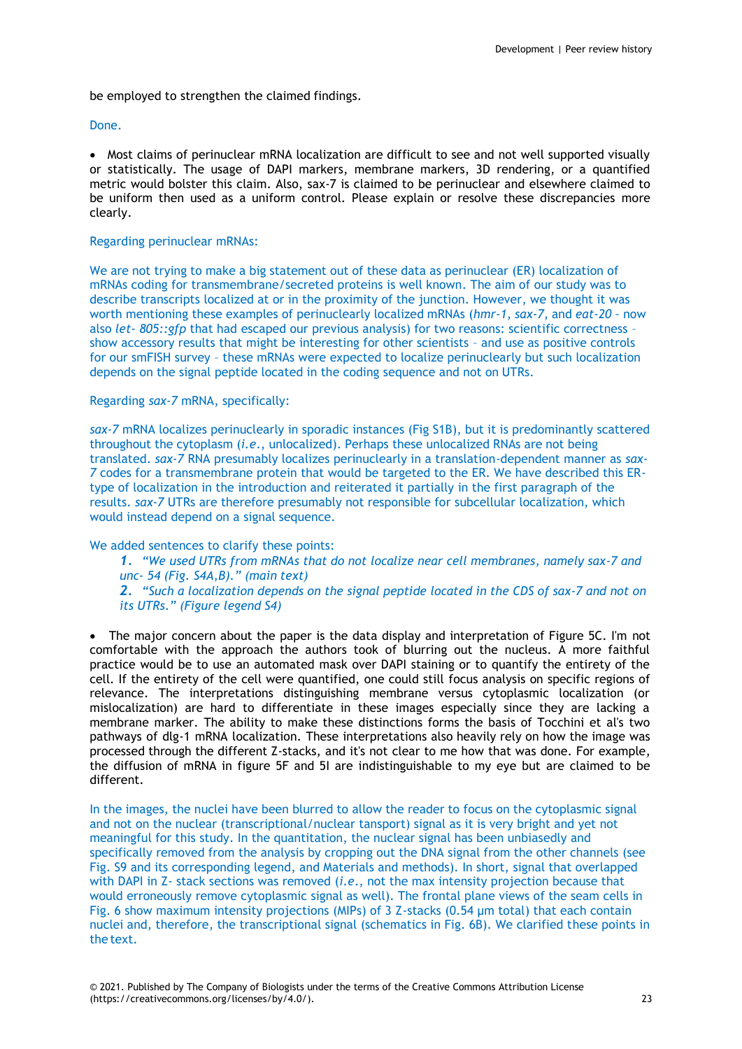be employed to strengthen the claimed findings.

Done.

- Most claims of perinuclear mRNA localization are difficult to see and not well supported visually or statistically. The usage of DAPI markers, membrane markers, 3D rendering, or a quantified metric would bolster this claim. Also, sax-7 is claimed to be perinuclear and elsewhere claimed to be uniform then used as a uniform control. Please explain or resolve these discrepancies more clearly.

Regarding perinuclear mRNAs:

We are not trying to make a big statement out of these data as perinuclear (ER) localization of mRNAs coding for transmembrane/secreted proteins is well known. The aim of our study was to describe transcripts localized at or in the proximity of the junction. However, we thought it was worth mentioning these examples of perinuclearly localized mRNAs (*hmr-1*, *sax-7*, and *eat-20* – now also *let- 805::gfp* that had escaped our previous analysis) for two reasons: scientific correctness – show accessory results that might be interesting for other scientists – and use as positive controls for our smFISH survey – these mRNAs were expected to localize perinuclearly but such localization depends on the signal peptide located in the coding sequence and not on UTRs.

Regarding *sax-7* mRNA, specifically:

*sax-7* mRNA localizes perinuclearly in sporadic instances (Fig S1B), but it is predominantly scattered throughout the cytoplasm (*i.e.*, unlocalized). Perhaps these unlocalized RNAs are not being translated. *sax-7* RNA presumably localizes perinuclearly in a translation-dependent manner as *sax-7* codes for a transmembrane protein that would be targeted to the ER. We have described this ER-type of localization in the introduction and reiterated it partially in the first paragraph of the results. *sax-7* UTRs are therefore presumably not responsible for subcellular localization, which would instead depend on a signal sequence.

We added sentences to clarify these points:

1. *"We used UTRs from mRNAs that do not localize near cell membranes, namely sax-7 and unc- 54 (Fig. S4A,B)." (main text)*
2. *"Such a localization depends on the signal peptide located in the CDS of sax-7 and not on its UTRs." (Figure legend S4)*

- The major concern about the paper is the data display and interpretation of Figure 5C. I'm not comfortable with the approach the authors took of blurring out the nucleus. A more faithful practice would be to use an automated mask over DAPI staining or to quantify the entirety of the cell. If the entirety of the cell were quantified, one could still focus analysis on specific regions of relevance. The interpretations distinguishing membrane versus cytoplasmic localization (or mislocalization) are hard to differentiate in these images especially since they are lacking a membrane marker. The ability to make these distinctions forms the basis of Tocchini et al's two pathways of dlg-1 mRNA localization. These interpretations also heavily rely on how the image was processed through the different Z-stacks, and it's not clear to me how that was done. For example, the diffusion of mRNA in figure 5F and 5I are indistinguishable to my eye but are claimed to be different.

In the images, the nuclei have been blurred to allow the reader to focus on the cytoplasmic signal and not on the nuclear (transcriptional/nuclear tansport) signal as it is very bright and yet not meaningful for this study. In the quantitation, the nuclear signal has been unbiasedly and specifically removed from the analysis by cropping out the DNA signal from the other channels (see Fig. S9 and its corresponding legend, and Materials and methods). In short, signal that overlapped with DAPI in Z- stack sections was removed (*i.e.*, not the max intensity projection because that would erroneously remove cytoplasmic signal as well). The frontal plane views of the seam cells in Fig. 6 show maximum intensity projections (MIPs) of 3 Z-stacks (0.54 µm total) that each contain nuclei and, therefore, the transcriptional signal (schematics in Fig. 6B). We clarified these points in the text.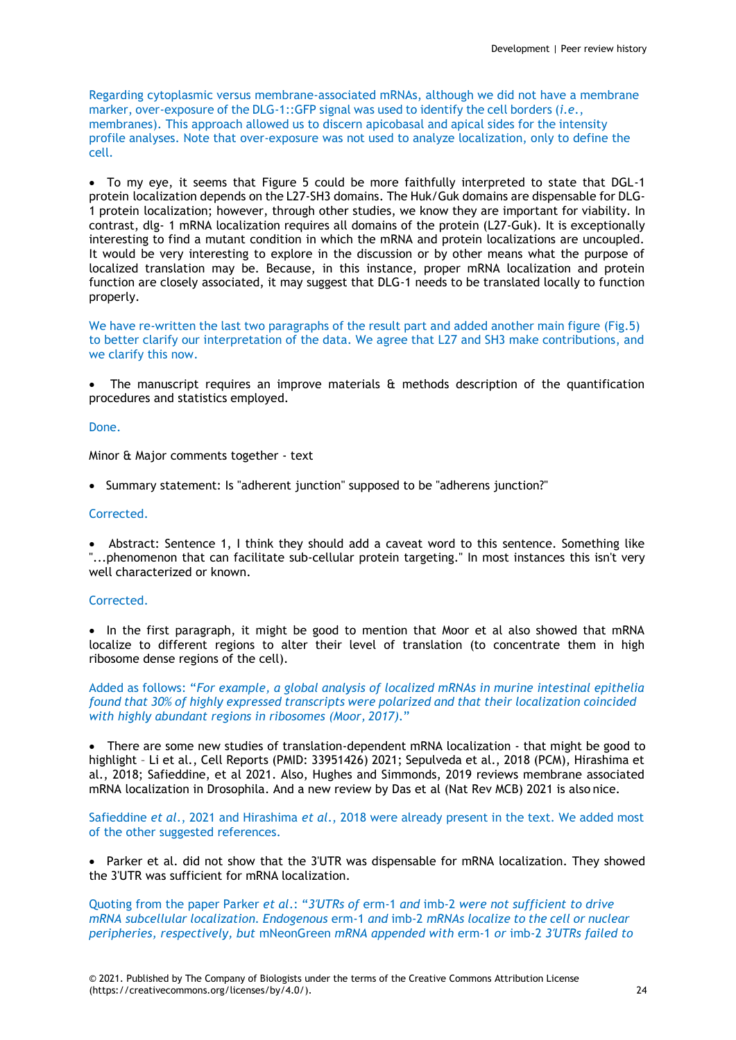Regarding cytoplasmic versus membrane-associated mRNAs, although we did not have a membrane marker, over-exposure of the DLG-1::GFP signal was used to identify the cell borders (*i.e.*, membranes). This approach allowed us to discern apicobasal and apical sides for the intensity profile analyses. Note that over-exposure was not used to analyze localization, only to define the cell.

- To my eye, it seems that Figure 5 could be more faithfully interpreted to state that DGL-1 protein localization depends on the L27-SH3 domains. The Huk/Guk domains are dispensable for DLG-1 protein localization; however, through other studies, we know they are important for viability. In contrast, dlg- 1 mRNA localization requires all domains of the protein (L27-Guk). It is exceptionally interesting to find a mutant condition in which the mRNA and protein localizations are uncoupled. It would be very interesting to explore in the discussion or by other means what the purpose of localized translation may be. Because, in this instance, proper mRNA localization and protein function are closely associated, it may suggest that DLG-1 needs to be translated locally to function properly.

We have re-written the last two paragraphs of the result part and added another main figure (Fig.5) to better clarify our interpretation of the data. We agree that L27 and SH3 make contributions, and we clarify this now.

- The manuscript requires an improve materials & methods description of the quantification procedures and statistics employed.

Done.

Minor & Major comments together - text

- Summary statement: Is "adherent junction" supposed to be "adherens junction?"

Corrected.

- Abstract: Sentence 1, I think they should add a caveat word to this sentence. Something like "...phenomenon that can facilitate sub-cellular protein targeting." In most instances this isn't very well characterized or known.

Corrected.

- In the first paragraph, it might be good to mention that Moor et al also showed that mRNA localize to different regions to alter their level of translation (to concentrate them in high ribosome dense regions of the cell).

Added as follows: "*For example, a global analysis of localized mRNAs in murine intestinal epithelia found that 30% of highly expressed transcripts were polarized and that their localization coincided with highly abundant regions in ribosomes (Moor, 2017).*"

- There are some new studies of translation-dependent mRNA localization - that might be good to highlight – Li et al., Cell Reports (PMID: 33951426) 2021; Sepulveda et al., 2018 (PCM), Hirashima et al., 2018; Safieddine, et al 2021. Also, Hughes and Simmonds, 2019 reviews membrane associated mRNA localization in Drosophila. And a new review by Das et al (Nat Rev MCB) 2021 is also nice.

Safieddine *et al.*, 2021 and Hirashima *et al.*, 2018 were already present in the text. We added most of the other suggested references.

- Parker et al. did not show that the 3'UTR was dispensable for mRNA localization. They showed the 3'UTR was sufficient for mRNA localization.

Quoting from the paper Parker *et al.*: "*3'UTRs of* erm-1 *and* imb-2 *were not sufficient to drive mRNA subcellular localization. Endogenous* erm-1 *and* imb-2 *mRNAs localize to the cell or nuclear peripheries, respectively, but* mNeonGreen *mRNA appended with* erm-1 *or* imb-2 *3'UTRs failed to*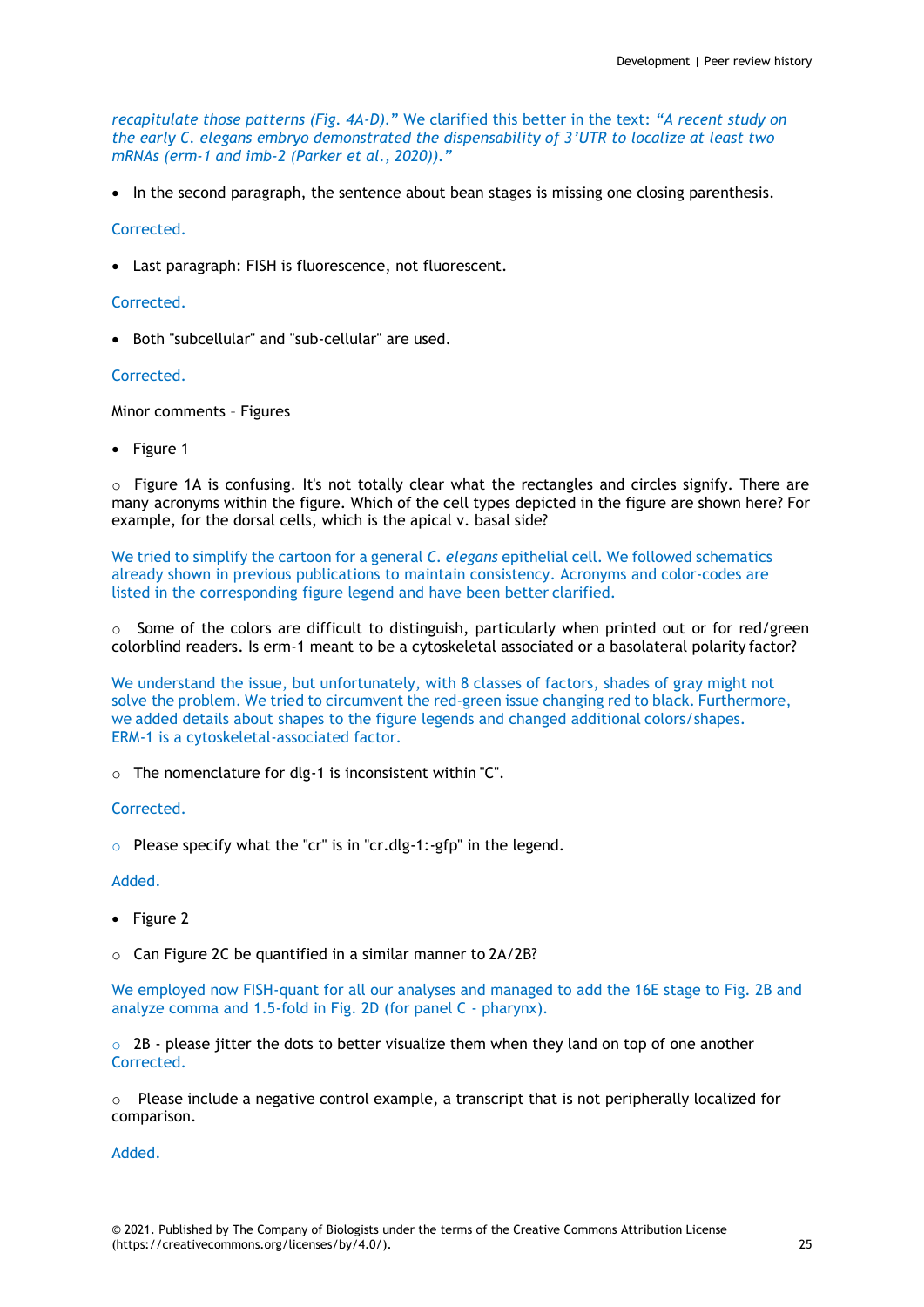*recapitulate those patterns (Fig. 4A-D)."* We clarified this better in the text: *"A recent study on the early C. elegans embryo demonstrated the dispensability of 3'UTR to localize at least two mRNAs (erm-1 and imb-2 (Parker et al., 2020))."*

- In the second paragraph, the sentence about bean stages is missing one closing parenthesis.

Corrected.

- Last paragraph: FISH is fluorescence, not fluorescent.

Corrected.

- Both "subcellular" and "sub-cellular" are used.

Corrected.

Minor comments – Figures

- Figure 1

  - Figure 1A is confusing. It's not totally clear what the rectangles and circles signify. There are many acronyms within the figure. Which of the cell types depicted in the figure are shown here? For example, for the dorsal cells, which is the apical v. basal side?

We tried to simplify the cartoon for a general *C. elegans* epithelial cell. We followed schematics already shown in previous publications to maintain consistency. Acronyms and color-codes are listed in the corresponding figure legend and have been better clarified.

  - Some of the colors are difficult to distinguish, particularly when printed out or for red/green colorblind readers. Is erm-1 meant to be a cytoskeletal associated or a basolateral polarity factor?

We understand the issue, but unfortunately, with 8 classes of factors, shades of gray might not solve the problem. We tried to circumvent the red-green issue changing red to black. Furthermore, we added details about shapes to the figure legends and changed additional colors/shapes. ERM-1 is a cytoskeletal-associated factor.

  - The nomenclature for dlg-1 is inconsistent within "C".

Corrected.

  - Please specify what the "cr" is in "cr.dlg-1:-gfp" in the legend.

Added.

- Figure 2

  - Can Figure 2C be quantified in a similar manner to 2A/2B?

We employed now FISH-quant for all our analyses and managed to add the 16E stage to Fig. 2B and analyze comma and 1.5-fold in Fig. 2D (for panel C - pharynx).

  - 2B - please jitter the dots to better visualize them when they land on top of one another

Corrected.

  - Please include a negative control example, a transcript that is not peripherally localized for comparison.

Added.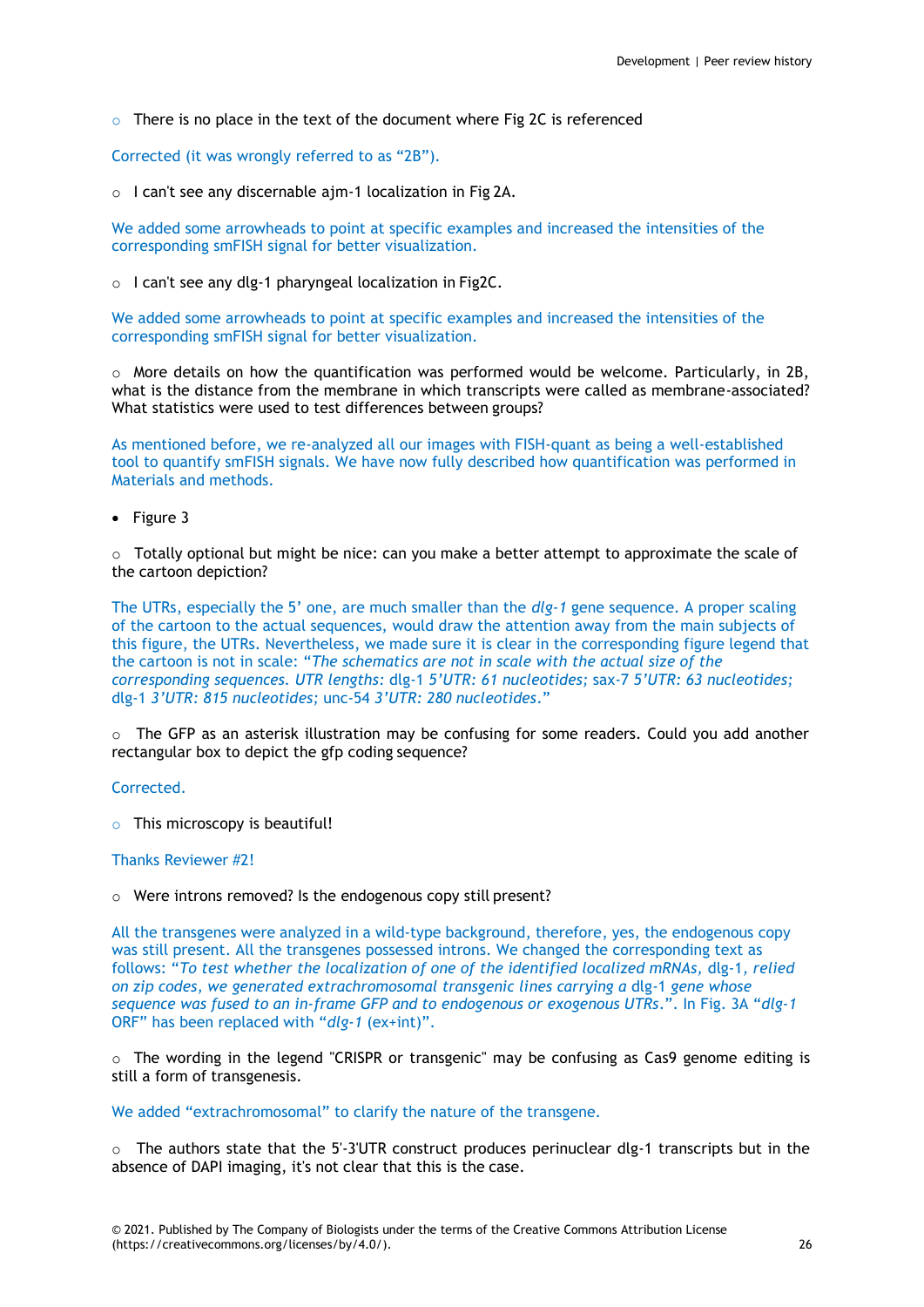- There is no place in the text of the document where Fig 2C is referenced

Corrected (it was wrongly referred to as “2B”).

- I can't see any discernable ajm-1 localization in Fig 2A.

We added some arrowheads to point at specific examples and increased the intensities of the corresponding smFISH signal for better visualization.

- I can't see any dlg-1 pharyngeal localization in Fig2C.

We added some arrowheads to point at specific examples and increased the intensities of the corresponding smFISH signal for better visualization.

- More details on how the quantification was performed would be welcome. Particularly, in 2B, what is the distance from the membrane in which transcripts were called as membrane-associated? What statistics were used to test differences between groups?

As mentioned before, we re-analyzed all our images with FISH-quant as being a well-established tool to quantify smFISH signals. We have now fully described how quantification was performed in Materials and methods.

- Figure 3

- Totally optional but might be nice: can you make a better attempt to approximate the scale of the cartoon depiction?

The UTRs, especially the 5’ one, are much smaller than the *dlg-1* gene sequence. A proper scaling of the cartoon to the actual sequences, would draw the attention away from the main subjects of this figure, the UTRs. Nevertheless, we made sure it is clear in the corresponding figure legend that the cartoon is not in scale: “*The schematics are not in scale with the actual size of the corresponding sequences. UTR lengths:* dlg-1 *5’UTR: 61 nucleotides;* sax-7 *5’UTR: 63 nucleotides;* dlg-1 *3’UTR: 815 nucleotides;* unc-54 *3’UTR: 280 nucleotides*.”

- The GFP as an asterisk illustration may be confusing for some readers. Could you add another rectangular box to depict the gfp coding sequence?

Corrected.

- This microscopy is beautiful!

Thanks Reviewer #2!

- Were introns removed? Is the endogenous copy still present?

All the transgenes were analyzed in a wild-type background, therefore, yes, the endogenous copy was still present. All the transgenes possessed introns. We changed the corresponding text as follows: “*To test whether the localization of one of the identified localized mRNAs,* dlg-1*, relied on zip codes, we generated extrachromosomal transgenic lines carrying a* dlg-1 *gene whose sequence was fused to an in-frame GFP and to endogenous or exogenous UTRs.*”. In Fig. 3A “*dlg-1* ORF” has been replaced with “*dlg-1* (ex+int)”.

- The wording in the legend "CRISPR or transgenic" may be confusing as Cas9 genome editing is still a form of transgenesis.

We added “extrachromosomal” to clarify the nature of the transgene.

- The authors state that the 5'-3'UTR construct produces perinuclear dlg-1 transcripts but in the absence of DAPI imaging, it's not clear that this is the case.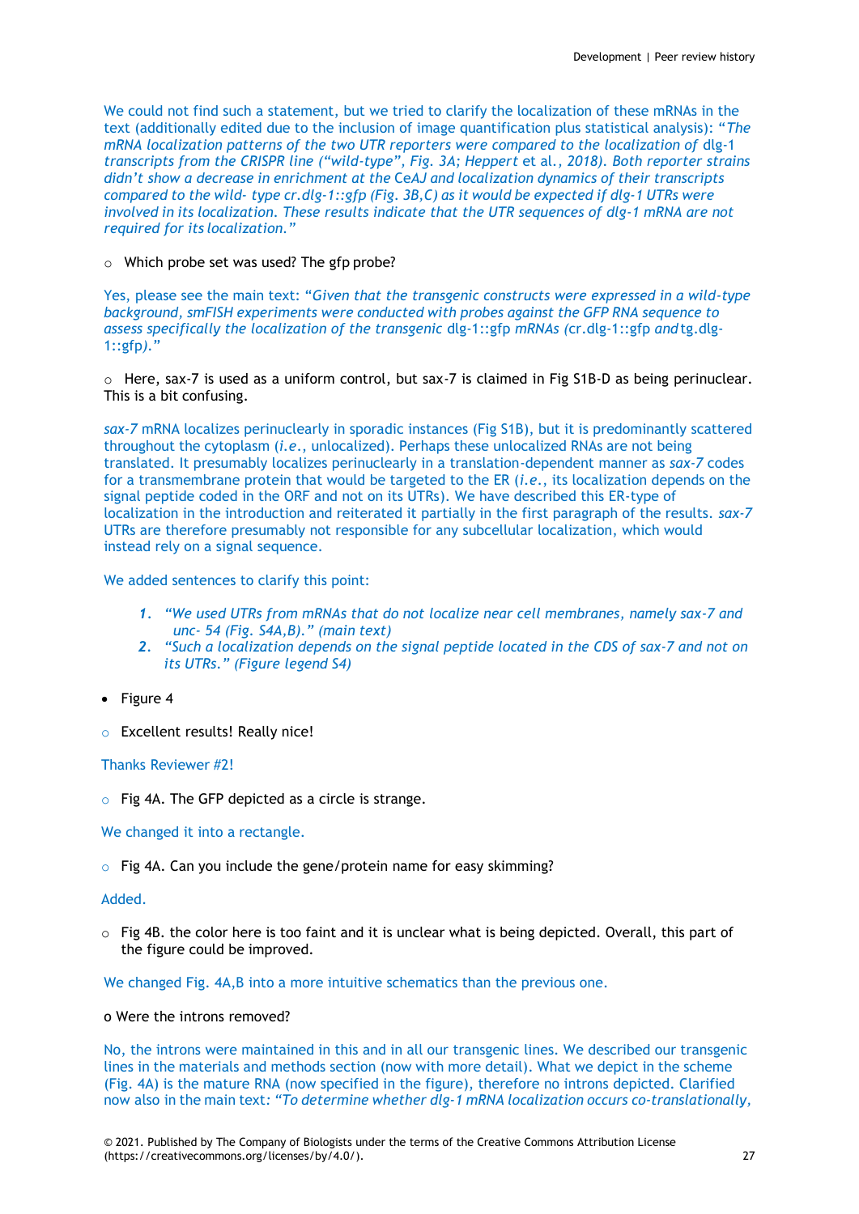We could not find such a statement, but we tried to clarify the localization of these mRNAs in the text (additionally edited due to the inclusion of image quantification plus statistical analysis): "*The mRNA localization patterns of the two UTR reporters were compared to the localization of* dlg-1 *transcripts from the CRISPR line ("wild-type", Fig. 3A; Heppert* et al.*, 2018). Both reporter strains didn't show a decrease in enrichment at the* CeAJ *and localization dynamics of their transcripts compared to the wild- type cr.dlg-1::gfp (Fig. 3B,C) as it would be expected if dlg-1 UTRs were involved in its localization. These results indicate that the UTR sequences of dlg-1 mRNA are not required for its localization.*"

- Which probe set was used? The gfp probe?

Yes, please see the main text: "*Given that the transgenic constructs were expressed in a wild-type background, smFISH experiments were conducted with probes against the GFP RNA sequence to assess specifically the localization of the transgenic* dlg-1::gfp *mRNAs (*cr.dlg-1::gfp *and* tg.dlg-1::gfp*).*"

- Here, sax-7 is used as a uniform control, but sax-7 is claimed in Fig S1B-D as being perinuclear. This is a bit confusing.

*sax-7* mRNA localizes perinuclearly in sporadic instances (Fig S1B), but it is predominantly scattered throughout the cytoplasm (*i.e.*, unlocalized). Perhaps these unlocalized RNAs are not being translated. It presumably localizes perinuclearly in a translation-dependent manner as *sax-7* codes for a transmembrane protein that would be targeted to the ER (*i.e.*, its localization depends on the signal peptide coded in the ORF and not on its UTRs). We have described this ER-type of localization in the introduction and reiterated it partially in the first paragraph of the results. *sax-7* UTRs are therefore presumably not responsible for any subcellular localization, which would instead rely on a signal sequence.

We added sentences to clarify this point:

1. *"We used UTRs from mRNAs that do not localize near cell membranes, namely sax-7 and unc- 54 (Fig. S4A,B)." (main text)*
2. *"Such a localization depends on the signal peptide located in the CDS of sax-7 and not on its UTRs." (Figure legend S4)*

- Figure 4

- Excellent results! Really nice!

Thanks Reviewer #2!

- Fig 4A. The GFP depicted as a circle is strange.

We changed it into a rectangle.

- Fig 4A. Can you include the gene/protein name for easy skimming?

Added.

- Fig 4B. the color here is too faint and it is unclear what is being depicted. Overall, this part of the figure could be improved.

We changed Fig. 4A,B into a more intuitive schematics than the previous one.

o Were the introns removed?

No, the introns were maintained in this and in all our transgenic lines. We described our transgenic lines in the materials and methods section (now with more detail). What we depict in the scheme (Fig. 4A) is the mature RNA (now specified in the figure), therefore no introns depicted. Clarified now also in the main text: *"To determine whether dlg-1 mRNA localization occurs co-translationally,*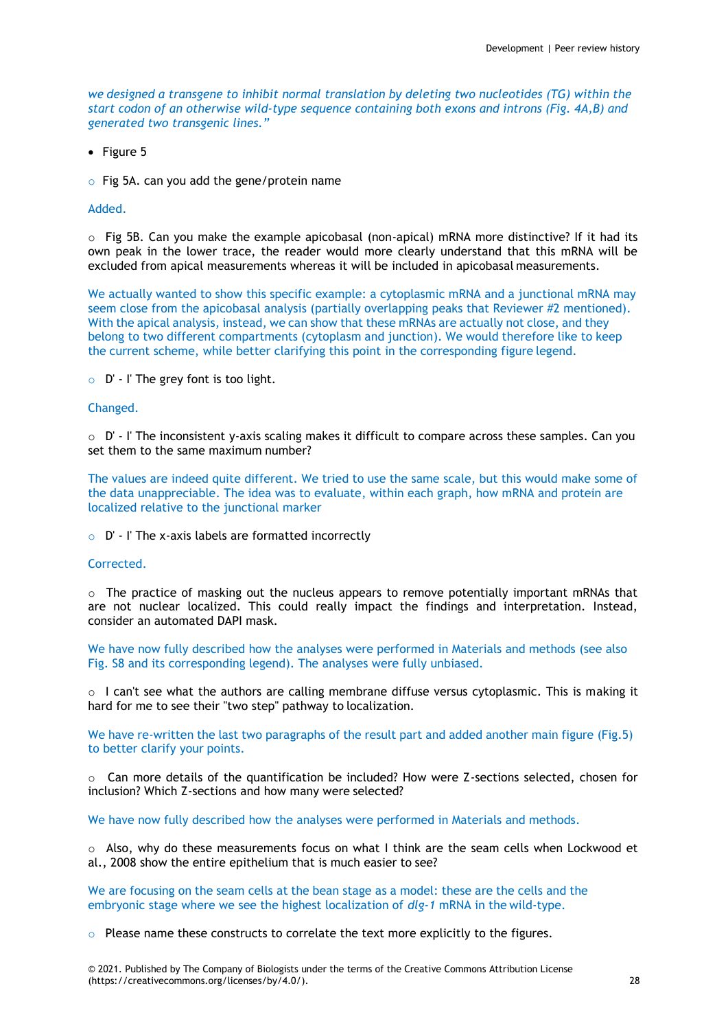*we designed a transgene to inhibit normal translation by deleting two nucleotides (TG) within the start codon of an otherwise wild-type sequence containing both exons and introns (Fig. 4A,B) and generated two transgenic lines."*

- Figure 5

  - Fig 5A. can you add the gene/protein name

Added.

  - Fig 5B. Can you make the example apicobasal (non-apical) mRNA more distinctive? If it had its own peak in the lower trace, the reader would more clearly understand that this mRNA will be excluded from apical measurements whereas it will be included in apicobasal measurements.

We actually wanted to show this specific example: a cytoplasmic mRNA and a junctional mRNA may seem close from the apicobasal analysis (partially overlapping peaks that Reviewer #2 mentioned). With the apical analysis, instead, we can show that these mRNAs are actually not close, and they belong to two different compartments (cytoplasm and junction). We would therefore like to keep the current scheme, while better clarifying this point in the corresponding figure legend.

  - D' - I' The grey font is too light.

Changed.

  - D' - I' The inconsistent y-axis scaling makes it difficult to compare across these samples. Can you set them to the same maximum number?

The values are indeed quite different. We tried to use the same scale, but this would make some of the data unappreciable. The idea was to evaluate, within each graph, how mRNA and protein are localized relative to the junctional marker

  - D' - I' The x-axis labels are formatted incorrectly

Corrected.

  - The practice of masking out the nucleus appears to remove potentially important mRNAs that are not nuclear localized. This could really impact the findings and interpretation. Instead, consider an automated DAPI mask.

We have now fully described how the analyses were performed in Materials and methods (see also Fig. S8 and its corresponding legend). The analyses were fully unbiased.

  - I can't see what the authors are calling membrane diffuse versus cytoplasmic. This is making it hard for me to see their "two step" pathway to localization.

We have re-written the last two paragraphs of the result part and added another main figure (Fig.5) to better clarify your points.

  - Can more details of the quantification be included? How were Z-sections selected, chosen for inclusion? Which Z-sections and how many were selected?

We have now fully described how the analyses were performed in Materials and methods.

  - Also, why do these measurements focus on what I think are the seam cells when Lockwood et al., 2008 show the entire epithelium that is much easier to see?

We are focusing on the seam cells at the bean stage as a model: these are the cells and the embryonic stage where we see the highest localization of *dlg-1* mRNA in the wild-type.

  - Please name these constructs to correlate the text more explicitly to the figures.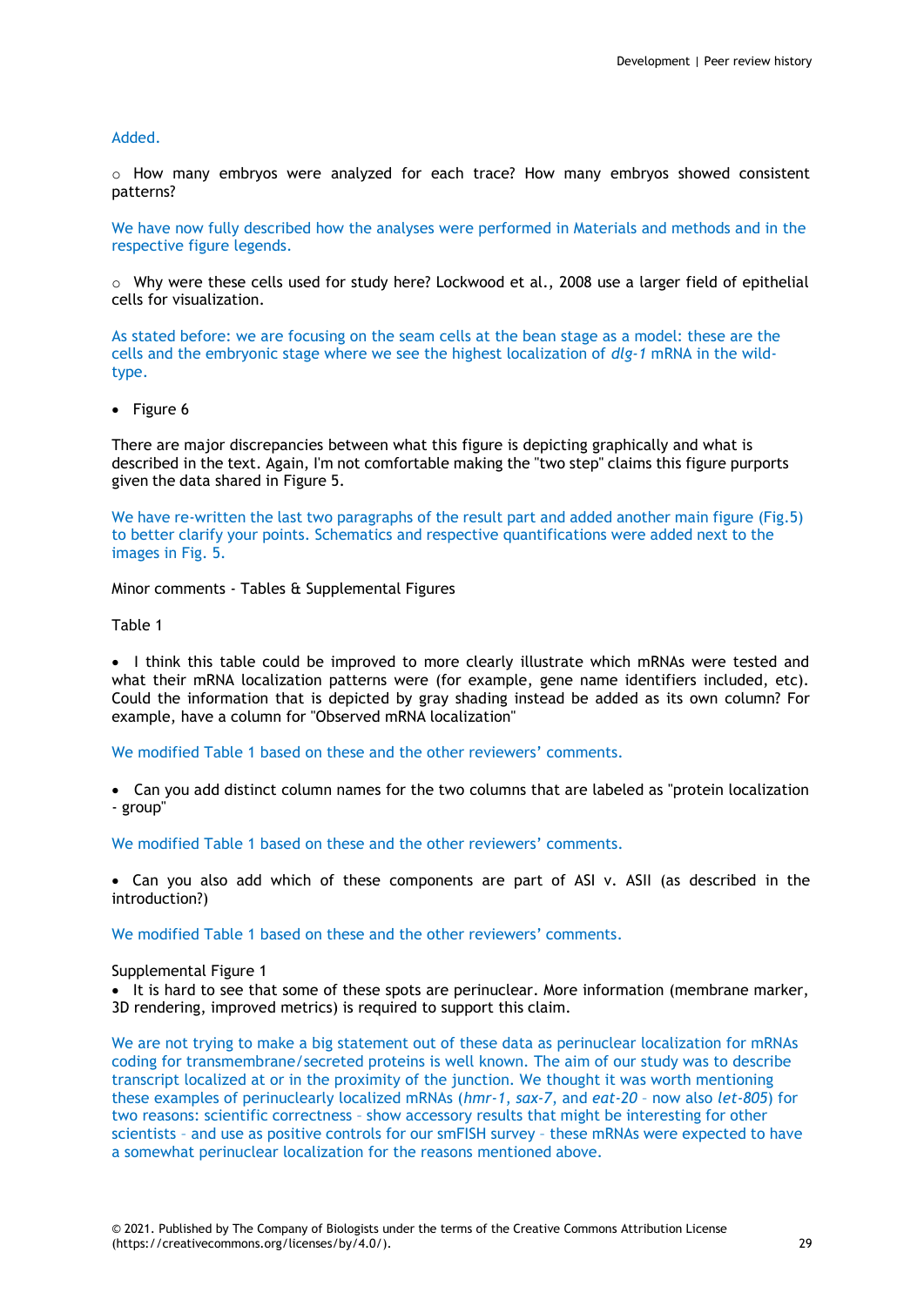Added.

○ How many embryos were analyzed for each trace? How many embryos showed consistent patterns?

We have now fully described how the analyses were performed in Materials and methods and in the respective figure legends.

○ Why were these cells used for study here? Lockwood et al., 2008 use a larger field of epithelial cells for visualization.

As stated before: we are focusing on the seam cells at the bean stage as a model: these are the cells and the embryonic stage where we see the highest localization of *dlg-1* mRNA in the wild-type.

- Figure 6

There are major discrepancies between what this figure is depicting graphically and what is described in the text. Again, I'm not comfortable making the "two step" claims this figure purports given the data shared in Figure 5.

We have re-written the last two paragraphs of the result part and added another main figure (Fig.5) to better clarify your points. Schematics and respective quantifications were added next to the images in Fig. 5.

Minor comments - Tables & Supplemental Figures

Table 1

- I think this table could be improved to more clearly illustrate which mRNAs were tested and what their mRNA localization patterns were (for example, gene name identifiers included, etc). Could the information that is depicted by gray shading instead be added as its own column? For example, have a column for "Observed mRNA localization"

We modified Table 1 based on these and the other reviewers' comments.

- Can you add distinct column names for the two columns that are labeled as "protein localization - group"

We modified Table 1 based on these and the other reviewers' comments.

- Can you also add which of these components are part of ASI v. ASII (as described in the introduction?)

We modified Table 1 based on these and the other reviewers' comments.

Supplemental Figure 1

- It is hard to see that some of these spots are perinuclear. More information (membrane marker, 3D rendering, improved metrics) is required to support this claim.

We are not trying to make a big statement out of these data as perinuclear localization for mRNAs coding for transmembrane/secreted proteins is well known. The aim of our study was to describe transcript localized at or in the proximity of the junction. We thought it was worth mentioning these examples of perinuclearly localized mRNAs (*hmr-1*, *sax-7*, and *eat-20* – now also *let-805*) for two reasons: scientific correctness – show accessory results that might be interesting for other scientists – and use as positive controls for our smFISH survey – these mRNAs were expected to have a somewhat perinuclear localization for the reasons mentioned above.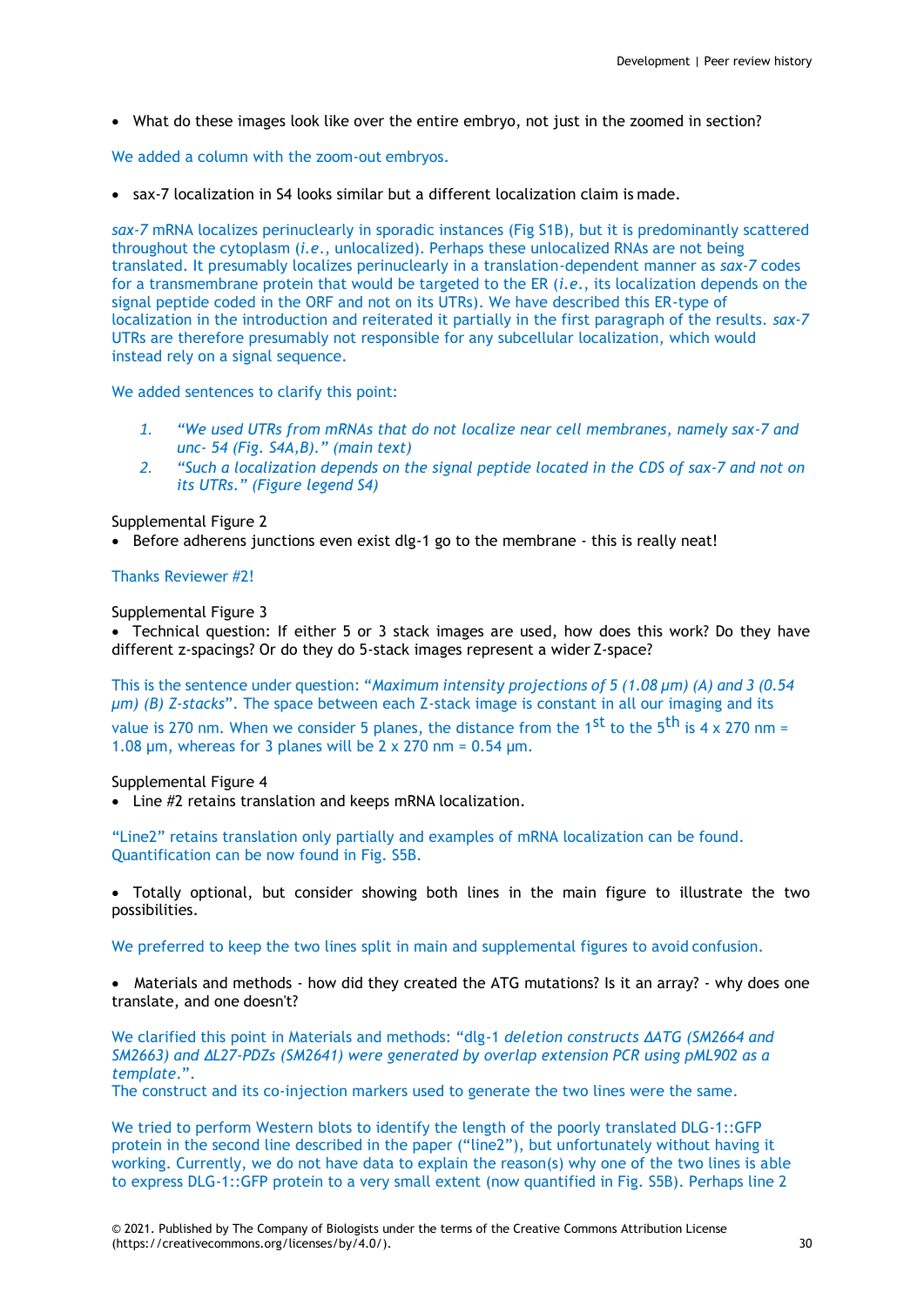- What do these images look like over the entire embryo, not just in the zoomed in section?

We added a column with the zoom-out embryos.

- sax-7 localization in S4 looks similar but a different localization claim is made.

*sax-7* mRNA localizes perinuclearly in sporadic instances (Fig S1B), but it is predominantly scattered throughout the cytoplasm (*i.e.*, unlocalized). Perhaps these unlocalized RNAs are not being translated. It presumably localizes perinuclearly in a translation-dependent manner as *sax-7* codes for a transmembrane protein that would be targeted to the ER (*i.e.*, its localization depends on the signal peptide coded in the ORF and not on its UTRs). We have described this ER-type of localization in the introduction and reiterated it partially in the first paragraph of the results. *sax-7* UTRs are therefore presumably not responsible for any subcellular localization, which would instead rely on a signal sequence.

We added sentences to clarify this point:

1. *"We used UTRs from mRNAs that do not localize near cell membranes, namely sax-7 and unc- 54 (Fig. S4A,B)." (main text)*
2. *"Such a localization depends on the signal peptide located in the CDS of sax-7 and not on its UTRs." (Figure legend S4)*

Supplemental Figure 2

- Before adherens junctions even exist dlg-1 go to the membrane - this is really neat!

Thanks Reviewer #2!

Supplemental Figure 3

- Technical question: If either 5 or 3 stack images are used, how does this work? Do they have different z-spacings? Or do they do 5-stack images represent a wider Z-space?

This is the sentence under question: "*Maximum intensity projections of 5 (1.08 µm) (A) and 3 (0.54 µm) (B) Z-stacks*". The space between each Z-stack image is constant in all our imaging and its value is 270 nm. When we consider 5 planes, the distance from the 1$^{st}$ to the 5$^{th}$ is 4 x 270 nm = 1.08 µm, whereas for 3 planes will be 2 x 270 nm = 0.54 µm.

Supplemental Figure 4

- Line #2 retains translation and keeps mRNA localization.

"Line2" retains translation only partially and examples of mRNA localization can be found. Quantification can be now found in Fig. S5B.

- Totally optional, but consider showing both lines in the main figure to illustrate the two possibilities.

We preferred to keep the two lines split in main and supplemental figures to avoid confusion.

- Materials and methods - how did they created the ATG mutations? Is it an array? - why does one translate, and one doesn't?

We clarified this point in Materials and methods: "dlg-1 *deletion constructs ΔATG (SM2664 and SM2663) and ΔL27-PDZs (SM2641) were generated by overlap extension PCR using pML902 as a template*.".
The construct and its co-injection markers used to generate the two lines were the same.

We tried to perform Western blots to identify the length of the poorly translated DLG-1::GFP protein in the second line described in the paper ("line2"), but unfortunately without having it working. Currently, we do not have data to explain the reason(s) why one of the two lines is able to express DLG-1::GFP protein to a very small extent (now quantified in Fig. S5B). Perhaps line 2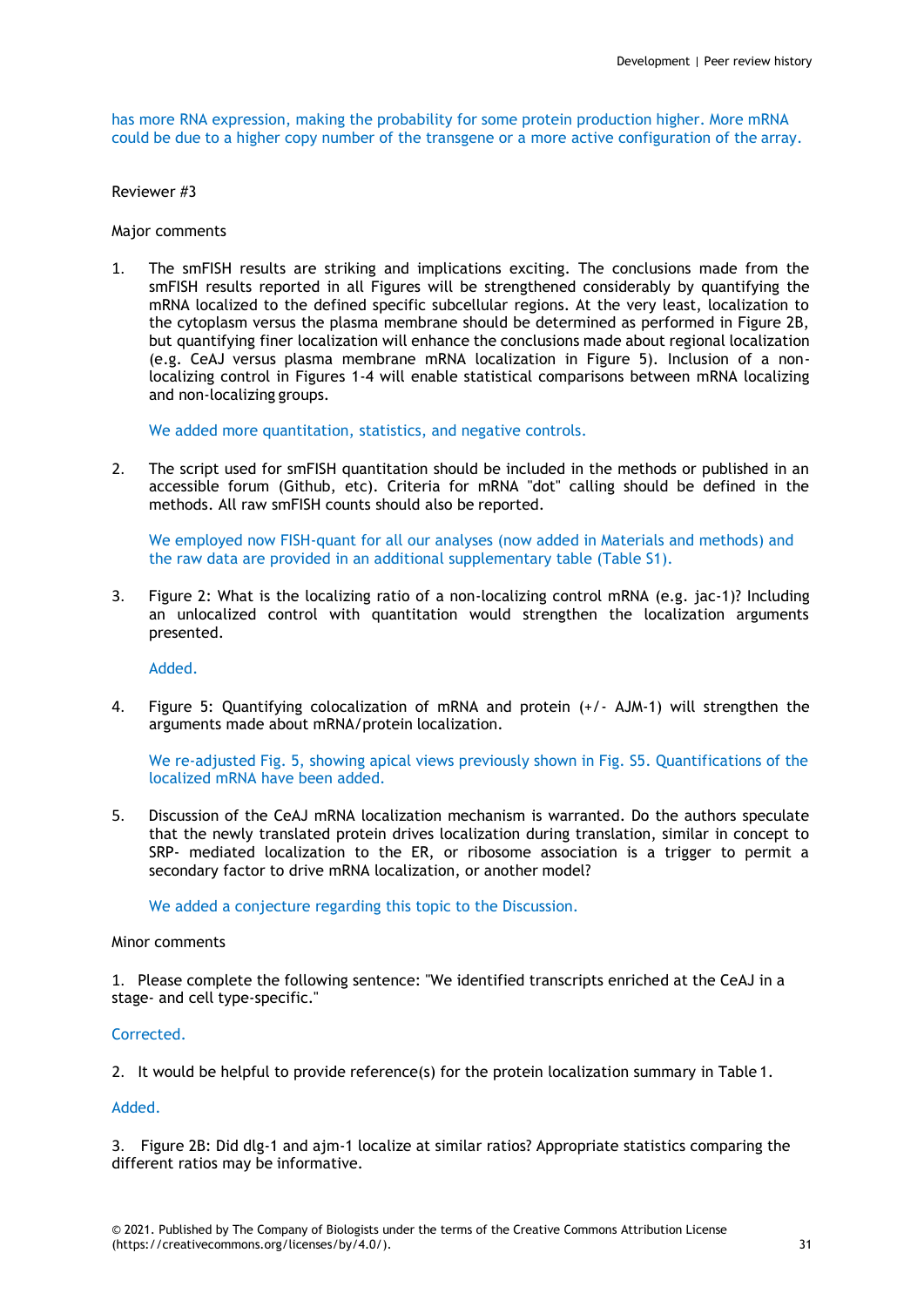has more RNA expression, making the probability for some protein production higher. More mRNA could be due to a higher copy number of the transgene or a more active configuration of the array.

Reviewer #3

Major comments

1. The smFISH results are striking and implications exciting. The conclusions made from the smFISH results reported in all Figures will be strengthened considerably by quantifying the mRNA localized to the defined specific subcellular regions. At the very least, localization to the cytoplasm versus the plasma membrane should be determined as performed in Figure 2B, but quantifying finer localization will enhance the conclusions made about regional localization (e.g. CeAJ versus plasma membrane mRNA localization in Figure 5). Inclusion of a non-localizing control in Figures 1-4 will enable statistical comparisons between mRNA localizing and non-localizing groups.

   We added more quantitation, statistics, and negative controls.

2. The script used for smFISH quantitation should be included in the methods or published in an accessible forum (Github, etc). Criteria for mRNA "dot" calling should be defined in the methods. All raw smFISH counts should also be reported.

   We employed now FISH-quant for all our analyses (now added in Materials and methods) and the raw data are provided in an additional supplementary table (Table S1).

3. Figure 2: What is the localizing ratio of a non-localizing control mRNA (e.g. jac-1)? Including an unlocalized control with quantitation would strengthen the localization arguments presented.

   Added.

4. Figure 5: Quantifying colocalization of mRNA and protein (+/- AJM-1) will strengthen the arguments made about mRNA/protein localization.

   We re-adjusted Fig. 5, showing apical views previously shown in Fig. S5. Quantifications of the localized mRNA have been added.

5. Discussion of the CeAJ mRNA localization mechanism is warranted. Do the authors speculate that the newly translated protein drives localization during translation, similar in concept to SRP- mediated localization to the ER, or ribosome association is a trigger to permit a secondary factor to drive mRNA localization, or another model?

   We added a conjecture regarding this topic to the Discussion.

Minor comments

1. Please complete the following sentence: "We identified transcripts enriched at the CeAJ in a stage- and cell type-specific."

Corrected.

2. It would be helpful to provide reference(s) for the protein localization summary in Table 1.

Added.

3. Figure 2B: Did dlg-1 and ajm-1 localize at similar ratios? Appropriate statistics comparing the different ratios may be informative.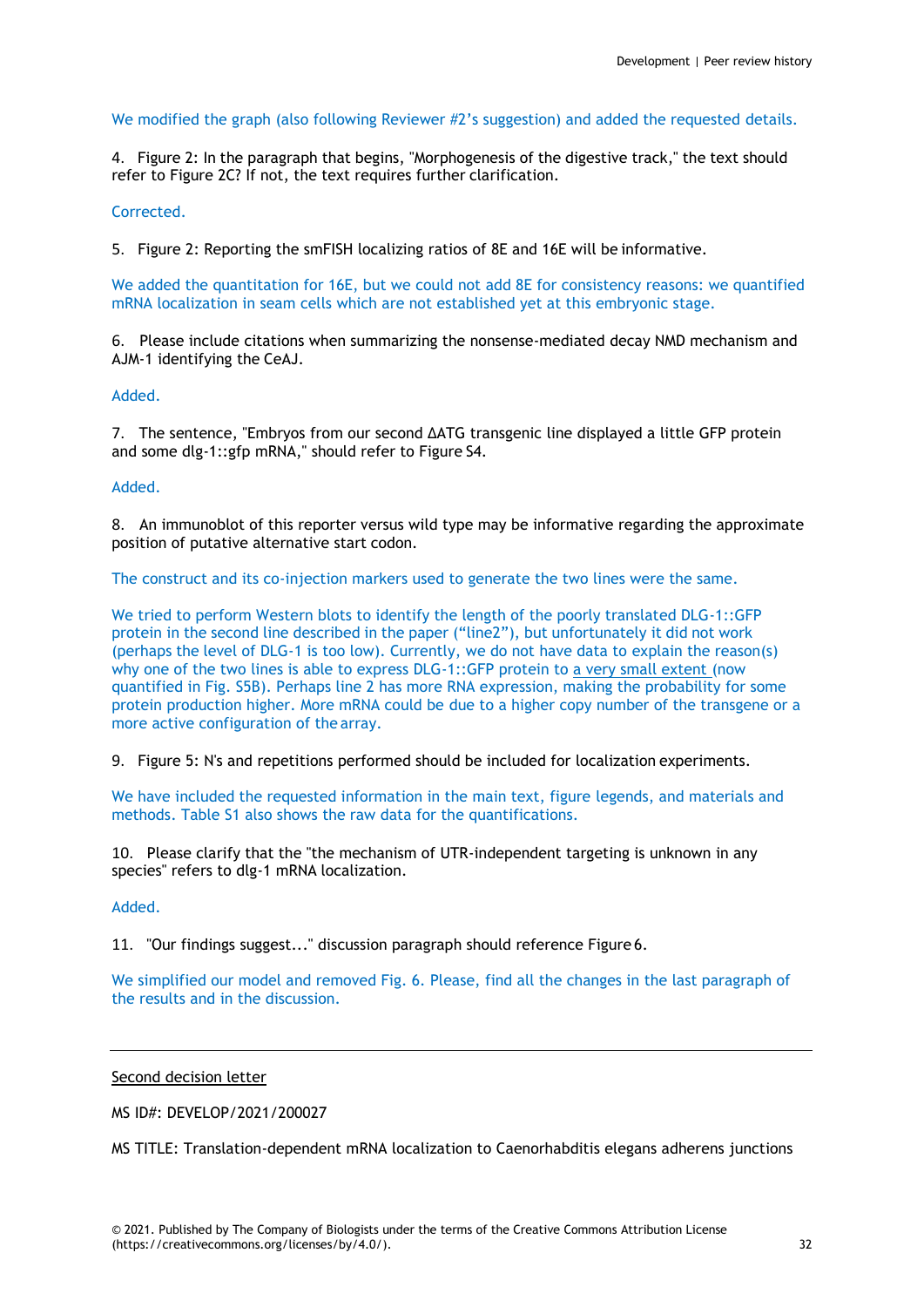We modified the graph (also following Reviewer #2's suggestion) and added the requested details.

4. Figure 2: In the paragraph that begins, "Morphogenesis of the digestive track," the text should refer to Figure 2C? If not, the text requires further clarification.

Corrected.

5. Figure 2: Reporting the smFISH localizing ratios of 8E and 16E will be informative.

We added the quantitation for 16E, but we could not add 8E for consistency reasons: we quantified mRNA localization in seam cells which are not established yet at this embryonic stage.

6. Please include citations when summarizing the nonsense-mediated decay NMD mechanism and AJM-1 identifying the CeAJ.

Added.

7. The sentence, "Embryos from our second ΔATG transgenic line displayed a little GFP protein and some dlg-1::gfp mRNA," should refer to Figure S4.

Added.

8. An immunoblot of this reporter versus wild type may be informative regarding the approximate position of putative alternative start codon.

The construct and its co-injection markers used to generate the two lines were the same.

We tried to perform Western blots to identify the length of the poorly translated DLG-1::GFP protein in the second line described in the paper ("line2"), but unfortunately it did not work (perhaps the level of DLG-1 is too low). Currently, we do not have data to explain the reason(s) why one of the two lines is able to express DLG-1::GFP protein to a very small extent (now quantified in Fig. S5B). Perhaps line 2 has more RNA expression, making the probability for some protein production higher. More mRNA could be due to a higher copy number of the transgene or a more active configuration of the array.

9. Figure 5: N's and repetitions performed should be included for localization experiments.

We have included the requested information in the main text, figure legends, and materials and methods. Table S1 also shows the raw data for the quantifications.

10. Please clarify that the "the mechanism of UTR-independent targeting is unknown in any species" refers to dlg-1 mRNA localization.

Added.

11. "Our findings suggest..." discussion paragraph should reference Figure 6.

We simplified our model and removed Fig. 6. Please, find all the changes in the last paragraph of the results and in the discussion.

---

Second decision letter

MS ID#: DEVELOP/2021/200027

MS TITLE: Translation-dependent mRNA localization to Caenorhabditis elegans adherens junctions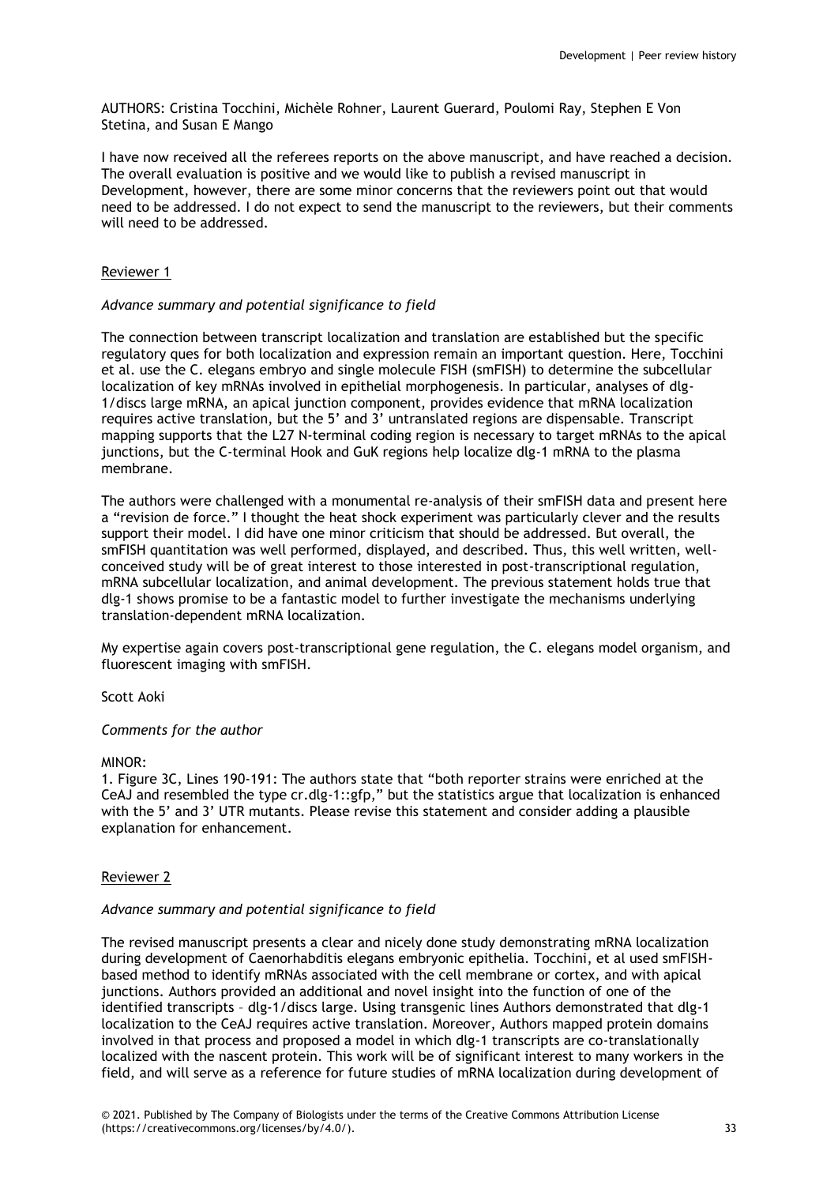AUTHORS: Cristina Tocchini, Michèle Rohner, Laurent Guerard, Poulomi Ray, Stephen E Von Stetina, and Susan E Mango

I have now received all the referees reports on the above manuscript, and have reached a decision. The overall evaluation is positive and we would like to publish a revised manuscript in Development, however, there are some minor concerns that the reviewers point out that would need to be addressed. I do not expect to send the manuscript to the reviewers, but their comments will need to be addressed.

## Reviewer 1

*Advance summary and potential significance to field*

The connection between transcript localization and translation are established but the specific regulatory ques for both localization and expression remain an important question. Here, Tocchini et al. use the C. elegans embryo and single molecule FISH (smFISH) to determine the subcellular localization of key mRNAs involved in epithelial morphogenesis. In particular, analyses of dlg-1/discs large mRNA, an apical junction component, provides evidence that mRNA localization requires active translation, but the 5' and 3' untranslated regions are dispensable. Transcript mapping supports that the L27 N-terminal coding region is necessary to target mRNAs to the apical junctions, but the C-terminal Hook and GuK regions help localize dlg-1 mRNA to the plasma membrane.

The authors were challenged with a monumental re-analysis of their smFISH data and present here a "revision de force." I thought the heat shock experiment was particularly clever and the results support their model. I did have one minor criticism that should be addressed. But overall, the smFISH quantitation was well performed, displayed, and described. Thus, this well written, well-conceived study will be of great interest to those interested in post-transcriptional regulation, mRNA subcellular localization, and animal development. The previous statement holds true that dlg-1 shows promise to be a fantastic model to further investigate the mechanisms underlying translation-dependent mRNA localization.

My expertise again covers post-transcriptional gene regulation, the C. elegans model organism, and fluorescent imaging with smFISH.

Scott Aoki

*Comments for the author*

MINOR:

1. Figure 3C, Lines 190-191: The authors state that "both reporter strains were enriched at the CeAJ and resembled the type cr.dlg-1::gfp," but the statistics argue that localization is enhanced with the 5' and 3' UTR mutants. Please revise this statement and consider adding a plausible explanation for enhancement.

## Reviewer 2

*Advance summary and potential significance to field*

The revised manuscript presents a clear and nicely done study demonstrating mRNA localization during development of Caenorhabditis elegans embryonic epithelia. Tocchini, et al used smFISH-based method to identify mRNAs associated with the cell membrane or cortex, and with apical junctions. Authors provided an additional and novel insight into the function of one of the identified transcripts – dlg-1/discs large. Using transgenic lines Authors demonstrated that dlg-1 localization to the CeAJ requires active translation. Moreover, Authors mapped protein domains involved in that process and proposed a model in which dlg-1 transcripts are co-translationally localized with the nascent protein. This work will be of significant interest to many workers in the field, and will serve as a reference for future studies of mRNA localization during development of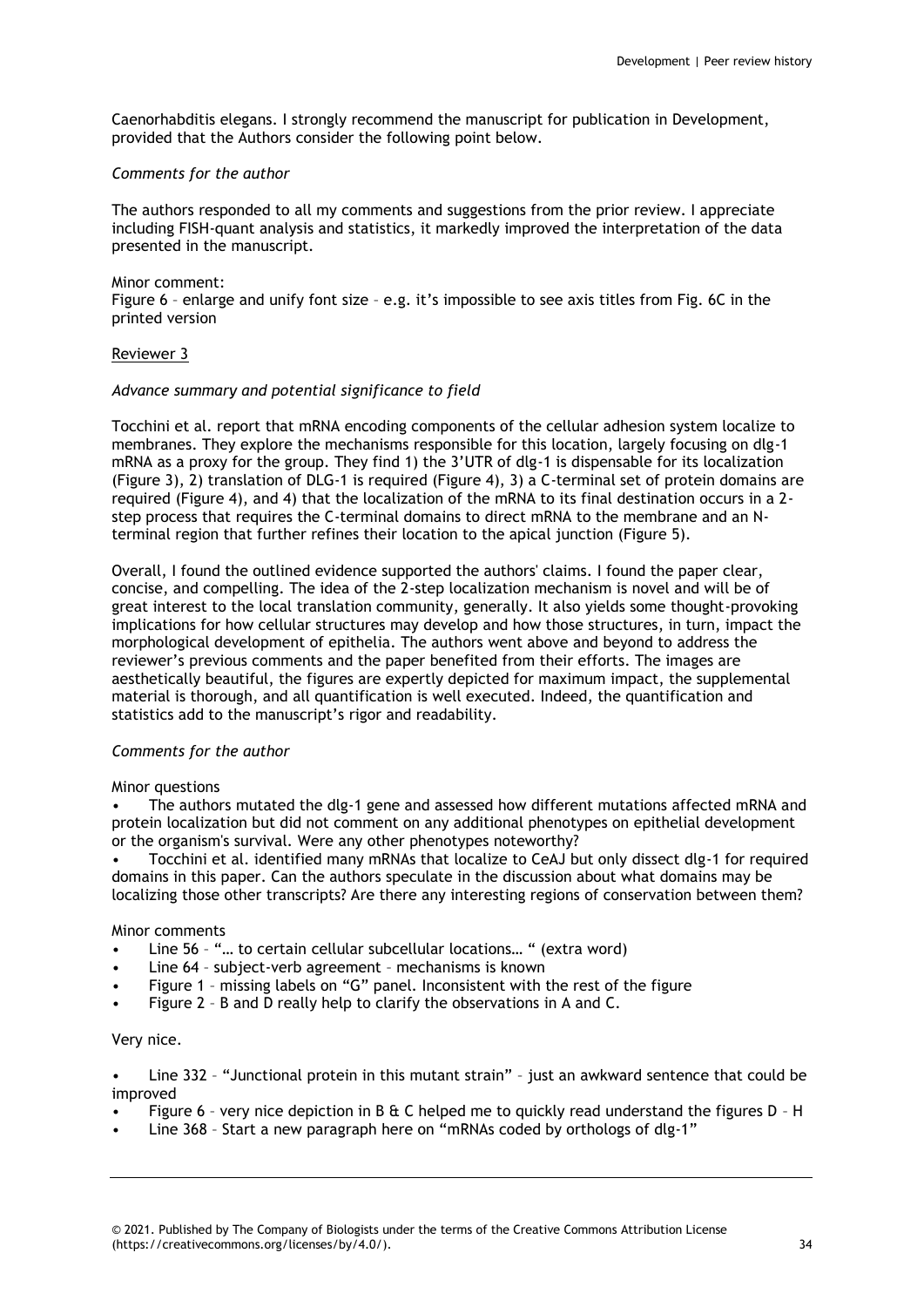Caenorhabditis elegans. I strongly recommend the manuscript for publication in Development, provided that the Authors consider the following point below.

*Comments for the author*

The authors responded to all my comments and suggestions from the prior review. I appreciate including FISH-quant analysis and statistics, it markedly improved the interpretation of the data presented in the manuscript.

Minor comment:
Figure 6 – enlarge and unify font size – e.g. it's impossible to see axis titles from Fig. 6C in the printed version

Reviewer 3

*Advance summary and potential significance to field*

Tocchini et al. report that mRNA encoding components of the cellular adhesion system localize to membranes. They explore the mechanisms responsible for this location, largely focusing on dlg-1 mRNA as a proxy for the group. They find 1) the 3'UTR of dlg-1 is dispensable for its localization (Figure 3), 2) translation of DLG-1 is required (Figure 4), 3) a C-terminal set of protein domains are required (Figure 4), and 4) that the localization of the mRNA to its final destination occurs in a 2-step process that requires the C-terminal domains to direct mRNA to the membrane and an N-terminal region that further refines their location to the apical junction (Figure 5).

Overall, I found the outlined evidence supported the authors' claims. I found the paper clear, concise, and compelling. The idea of the 2-step localization mechanism is novel and will be of great interest to the local translation community, generally. It also yields some thought-provoking implications for how cellular structures may develop and how those structures, in turn, impact the morphological development of epithelia. The authors went above and beyond to address the reviewer's previous comments and the paper benefited from their efforts. The images are aesthetically beautiful, the figures are expertly depicted for maximum impact, the supplemental material is thorough, and all quantification is well executed. Indeed, the quantification and statistics add to the manuscript's rigor and readability.

*Comments for the author*

Minor questions

- The authors mutated the dlg-1 gene and assessed how different mutations affected mRNA and protein localization but did not comment on any additional phenotypes on epithelial development or the organism's survival. Were any other phenotypes noteworthy?
- Tocchini et al. identified many mRNAs that localize to CeAJ but only dissect dlg-1 for required domains in this paper. Can the authors speculate in the discussion about what domains may be localizing those other transcripts? Are there any interesting regions of conservation between them?

Minor comments

- Line 56 – "… to certain cellular subcellular locations… " (extra word)
- Line 64 – subject-verb agreement – mechanisms is known
- Figure 1 – missing labels on "G" panel. Inconsistent with the rest of the figure
- Figure 2 – B and D really help to clarify the observations in A and C.

Very nice.

- Line 332 – "Junctional protein in this mutant strain" – just an awkward sentence that could be improved
- Figure 6 – very nice depiction in B & C helped me to quickly read understand the figures D – H
- Line 368 – Start a new paragraph here on "mRNAs coded by orthologs of dlg-1"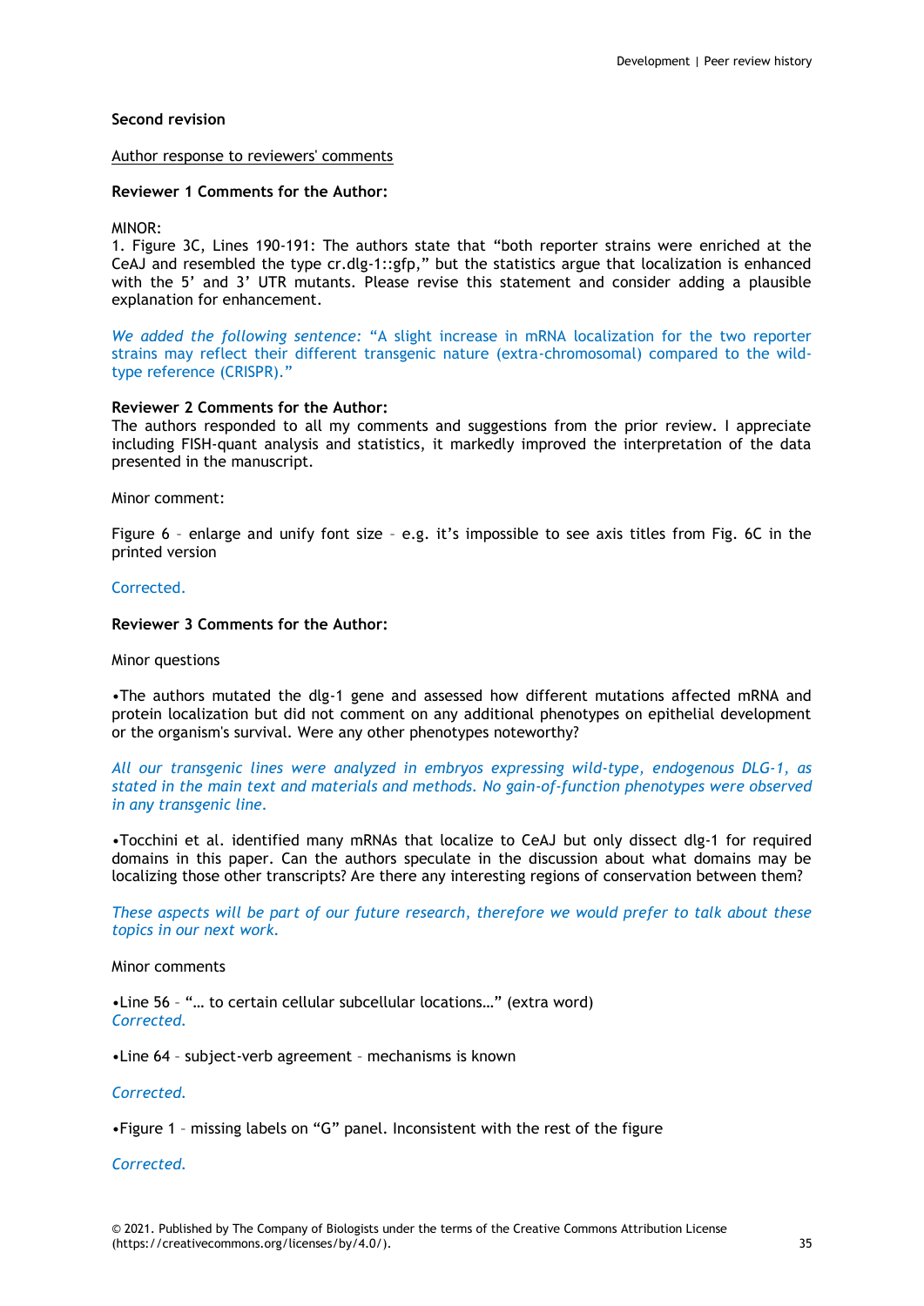**Second revision**

Author response to reviewers' comments

**Reviewer 1 Comments for the Author:**

MINOR:
1. Figure 3C, Lines 190-191: The authors state that "both reporter strains were enriched at the CeAJ and resembled the type cr.dlg-1::gfp," but the statistics argue that localization is enhanced with the 5' and 3' UTR mutants. Please revise this statement and consider adding a plausible explanation for enhancement.

*We added the following sentence:* "A slight increase in mRNA localization for the two reporter strains may reflect their different transgenic nature (extra-chromosomal) compared to the wild-type reference (CRISPR)."

**Reviewer 2 Comments for the Author:**
The authors responded to all my comments and suggestions from the prior review. I appreciate including FISH-quant analysis and statistics, it markedly improved the interpretation of the data presented in the manuscript.

Minor comment:

Figure 6 – enlarge and unify font size – e.g. it's impossible to see axis titles from Fig. 6C in the printed version

Corrected.

**Reviewer 3 Comments for the Author:**

Minor questions

•The authors mutated the dlg-1 gene and assessed how different mutations affected mRNA and protein localization but did not comment on any additional phenotypes on epithelial development or the organism's survival. Were any other phenotypes noteworthy?

*All our transgenic lines were analyzed in embryos expressing wild-type, endogenous DLG-1, as stated in the main text and materials and methods. No gain-of-function phenotypes were observed in any transgenic line.*

•Tocchini et al. identified many mRNAs that localize to CeAJ but only dissect dlg-1 for required domains in this paper. Can the authors speculate in the discussion about what domains may be localizing those other transcripts? Are there any interesting regions of conservation between them?

*These aspects will be part of our future research, therefore we would prefer to talk about these topics in our next work.*

Minor comments

•Line 56 – "… to certain cellular subcellular locations…" (extra word)
*Corrected.*

•Line 64 – subject-verb agreement – mechanisms is known

*Corrected.*

•Figure 1 – missing labels on "G" panel. Inconsistent with the rest of the figure

*Corrected.*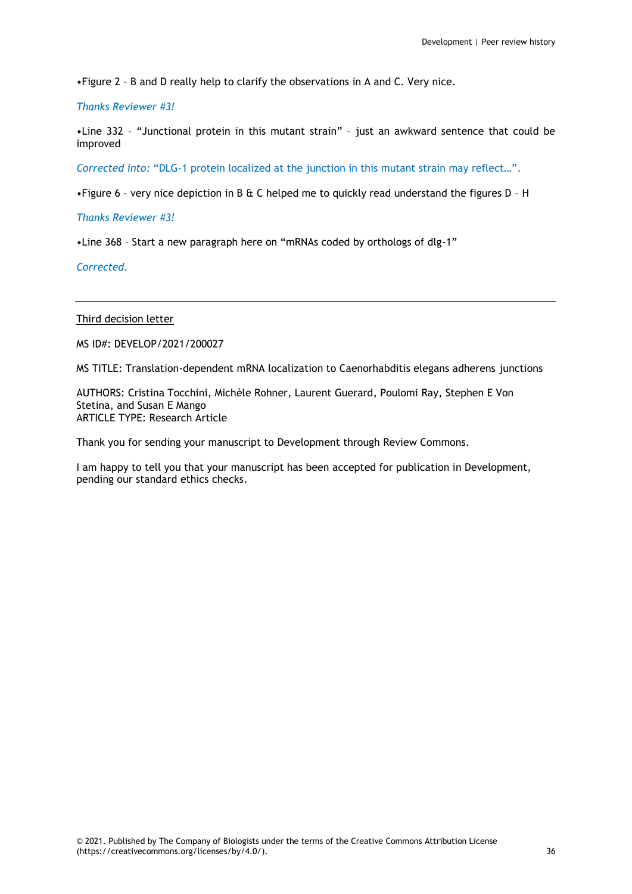•Figure 2 – B and D really help to clarify the observations in A and C. Very nice.

*Thanks Reviewer #3!*

•Line 332 – “Junctional protein in this mutant strain” – just an awkward sentence that could be improved

*Corrected into:* “DLG-1 protein localized at the junction in this mutant strain may reflect…”.

•Figure 6 – very nice depiction in B & C helped me to quickly read understand the figures D – H

*Thanks Reviewer #3!*

•Line 368 – Start a new paragraph here on “mRNAs coded by orthologs of dlg-1”

*Corrected.*

---

Third decision letter

MS ID#: DEVELOP/2021/200027

MS TITLE: Translation-dependent mRNA localization to Caenorhabditis elegans adherens junctions

AUTHORS: Cristina Tocchini, Michèle Rohner, Laurent Guerard, Poulomi Ray, Stephen E Von Stetina, and Susan E Mango
ARTICLE TYPE: Research Article

Thank you for sending your manuscript to Development through Review Commons.

I am happy to tell you that your manuscript has been accepted for publication in Development, pending our standard ethics checks.